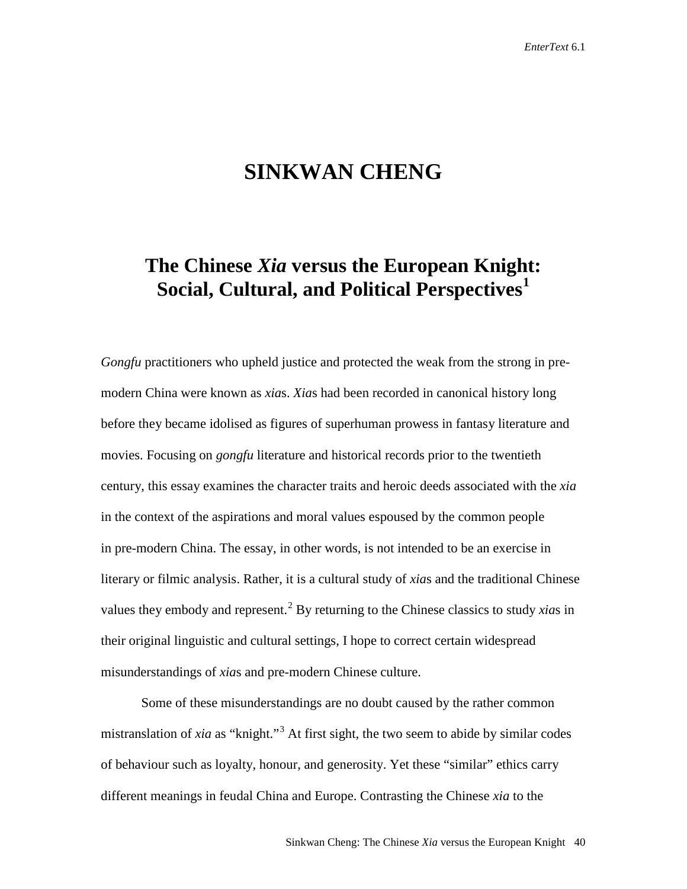# SINKWAN CHENG

## The Chinese *Xia* versus the European Knight: Social, Cultural, and Political Perspectives[1]

*Gongfu* practitioners who upheld justice and protected the weak from the strong in pre-modern China were known as *xia*s. *Xia*s had been recorded in canonical history long before they became idolised as figures of superhuman prowess in fantasy literature and movies. Focusing on *gongfu* literature and historical records prior to the twentieth century, this essay examines the character traits and heroic deeds associated with the *xia* in the context of the aspirations and moral values espoused by the common people in pre-modern China. The essay, in other words, is not intended to be an exercise in literary or filmic analysis. Rather, it is a cultural study of *xia*s and the traditional Chinese values they embody and represent.[2] By returning to the Chinese classics to study *xia*s in their original linguistic and cultural settings, I hope to correct certain widespread misunderstandings of *xia*s and pre-modern Chinese culture.

Some of these misunderstandings are no doubt caused by the rather common mistranslation of *xia* as "knight."[3] At first sight, the two seem to abide by similar codes of behaviour such as loyalty, honour, and generosity. Yet these "similar" ethics carry different meanings in feudal China and Europe. Contrasting the Chinese *xia* to the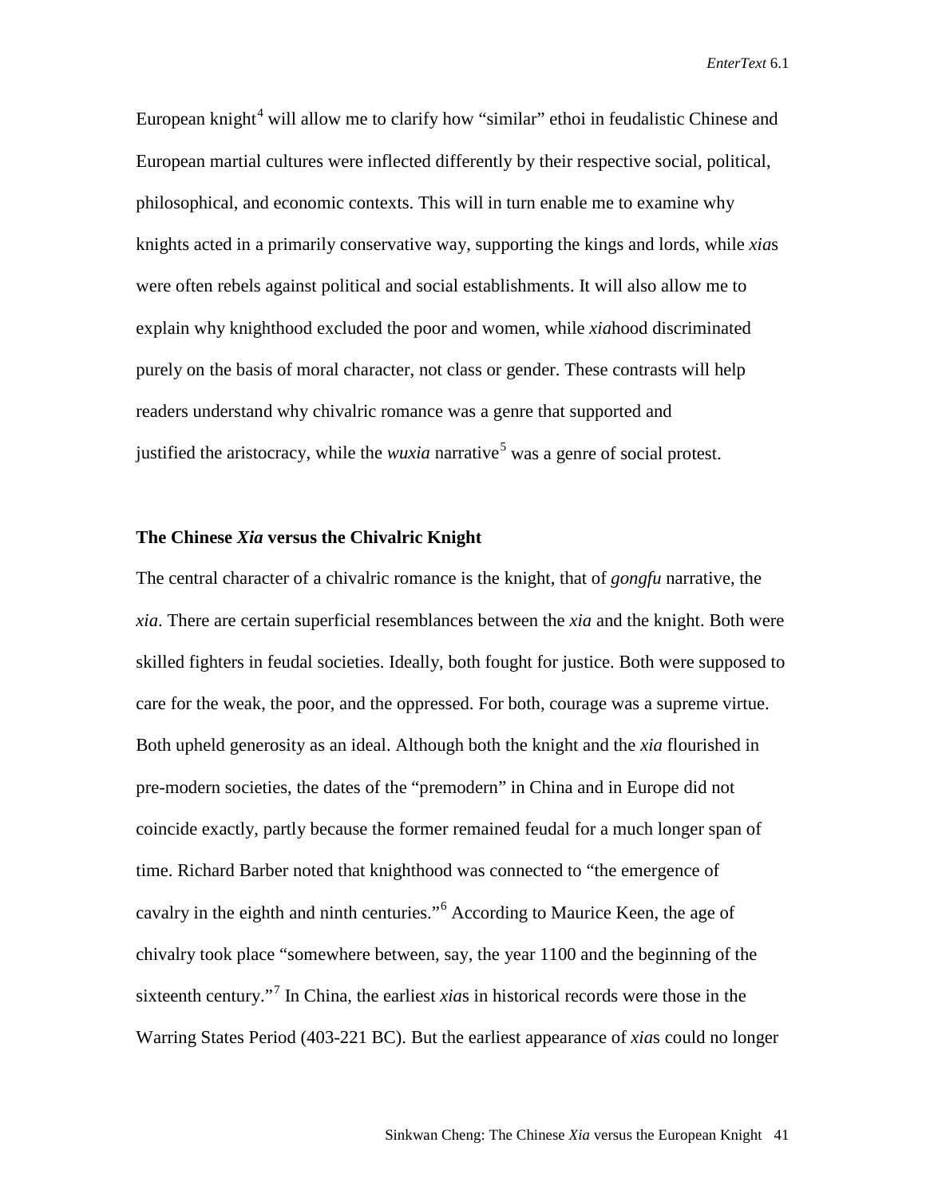European knight[4] will allow me to clarify how "similar" ethoi in feudalistic Chinese and European martial cultures were inflected differently by their respective social, political, philosophical, and economic contexts. This will in turn enable me to examine why knights acted in a primarily conservative way, supporting the kings and lords, while *xia*s were often rebels against political and social establishments. It will also allow me to explain why knighthood excluded the poor and women, while *xia*hood discriminated purely on the basis of moral character, not class or gender. These contrasts will help readers understand why chivalric romance was a genre that supported and justified the aristocracy, while the *wuxia* narrative[5] was a genre of social protest.

**The Chinese *Xia* versus the Chivalric Knight**

The central character of a chivalric romance is the knight, that of *gongfu* narrative, the *xia*. There are certain superficial resemblances between the *xia* and the knight. Both were skilled fighters in feudal societies. Ideally, both fought for justice. Both were supposed to care for the weak, the poor, and the oppressed. For both, courage was a supreme virtue. Both upheld generosity as an ideal. Although both the knight and the *xia* flourished in pre-modern societies, the dates of the "premodern" in China and in Europe did not coincide exactly, partly because the former remained feudal for a much longer span of time. Richard Barber noted that knighthood was connected to "the emergence of cavalry in the eighth and ninth centuries."[6] According to Maurice Keen, the age of chivalry took place "somewhere between, say, the year 1100 and the beginning of the sixteenth century."[7] In China, the earliest *xia*s in historical records were those in the Warring States Period (403-221 BC). But the earliest appearance of *xia*s could no longer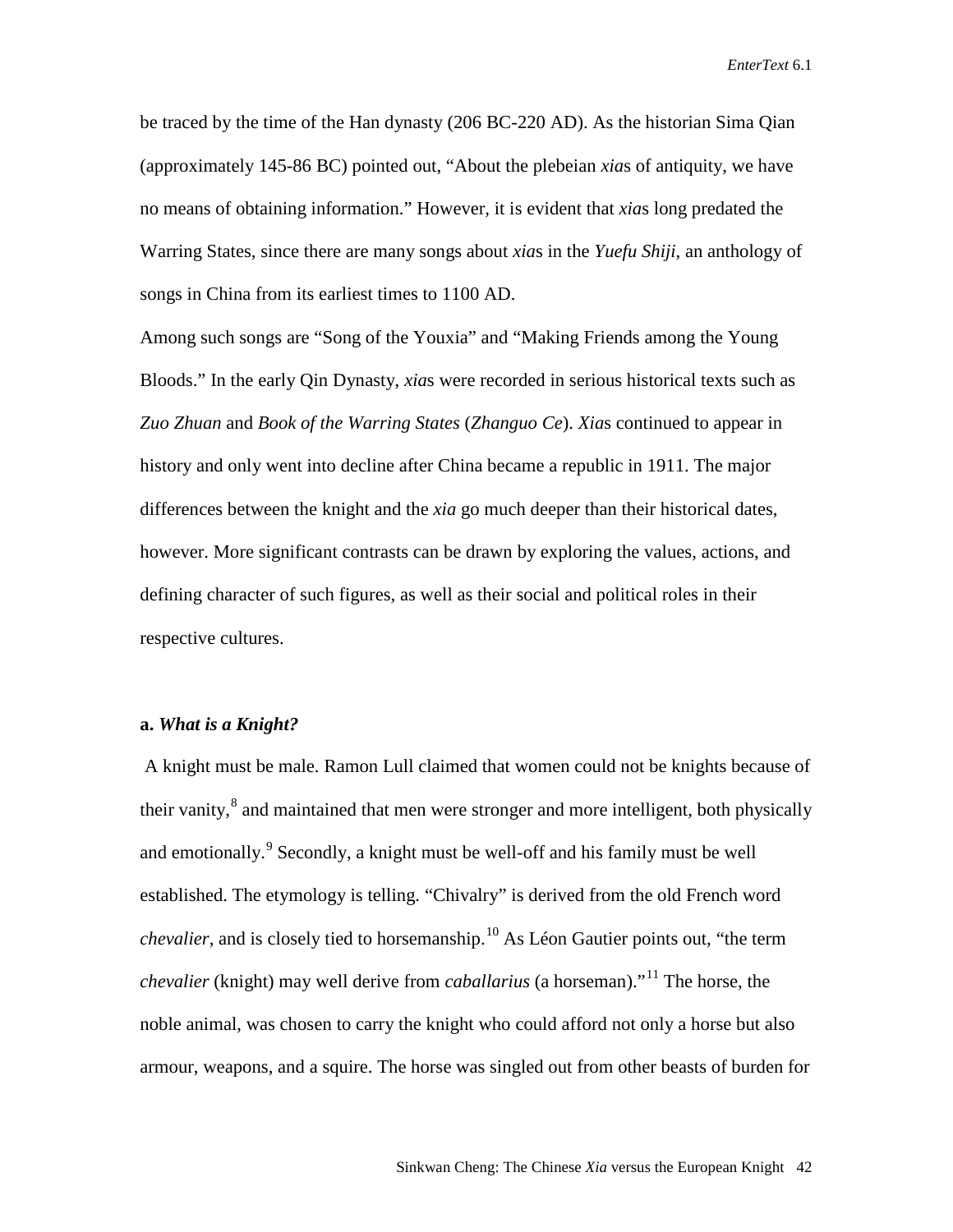be traced by the time of the Han dynasty (206 BC-220 AD). As the historian Sima Qian (approximately 145-86 BC) pointed out, "About the plebeian *xia*s of antiquity, we have no means of obtaining information." However, it is evident that *xia*s long predated the Warring States, since there are many songs about *xia*s in the *Yuefu Shiji*, an anthology of songs in China from its earliest times to 1100 AD.

Among such songs are "Song of the Youxia" and "Making Friends among the Young Bloods." In the early Qin Dynasty, *xia*s were recorded in serious historical texts such as *Zuo Zhuan* and *Book of the Warring States* (*Zhanguo Ce*). *Xia*s continued to appear in history and only went into decline after China became a republic in 1911. The major differences between the knight and the *xia* go much deeper than their historical dates, however. More significant contrasts can be drawn by exploring the values, actions, and defining character of such figures, as well as their social and political roles in their respective cultures.

### a. *What is a Knight?*

A knight must be male. Ramon Lull claimed that women could not be knights because of their vanity,[8] and maintained that men were stronger and more intelligent, both physically and emotionally.[9] Secondly, a knight must be well-off and his family must be well established. The etymology is telling. "Chivalry" is derived from the old French word *chevalier*, and is closely tied to horsemanship.[10] As Léon Gautier points out, "the term *chevalier* (knight) may well derive from *caballarius* (a horseman)."[11] The horse, the noble animal, was chosen to carry the knight who could afford not only a horse but also armour, weapons, and a squire. The horse was singled out from other beasts of burden for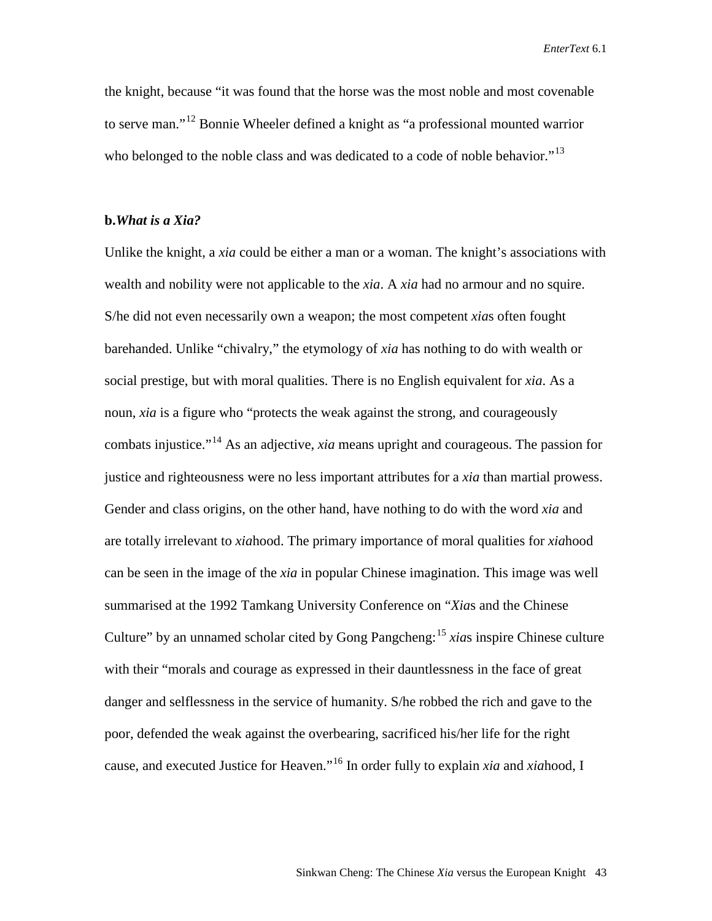the knight, because "it was found that the horse was the most noble and most covenable to serve man."[12] Bonnie Wheeler defined a knight as "a professional mounted warrior who belonged to the noble class and was dedicated to a code of noble behavior."[13]

### b. *What is a Xia?*

Unlike the knight, a *xia* could be either a man or a woman. The knight's associations with wealth and nobility were not applicable to the *xia*. A *xia* had no armour and no squire. S/he did not even necessarily own a weapon; the most competent *xia*s often fought barehanded. Unlike "chivalry," the etymology of *xia* has nothing to do with wealth or social prestige, but with moral qualities. There is no English equivalent for *xia*. As a noun, *xia* is a figure who "protects the weak against the strong, and courageously combats injustice."[14] As an adjective, *xia* means upright and courageous. The passion for justice and righteousness were no less important attributes for a *xia* than martial prowess. Gender and class origins, on the other hand, have nothing to do with the word *xia* and are totally irrelevant to *xia*hood. The primary importance of moral qualities for *xia*hood can be seen in the image of the *xia* in popular Chinese imagination. This image was well summarised at the 1992 Tamkang University Conference on "*Xia*s and the Chinese Culture" by an unnamed scholar cited by Gong Pangcheng:[15] *xia*s inspire Chinese culture with their "morals and courage as expressed in their dauntlessness in the face of great danger and selflessness in the service of humanity. S/he robbed the rich and gave to the poor, defended the weak against the overbearing, sacrificed his/her life for the right cause, and executed Justice for Heaven."[16] In order fully to explain *xia* and *xia*hood, I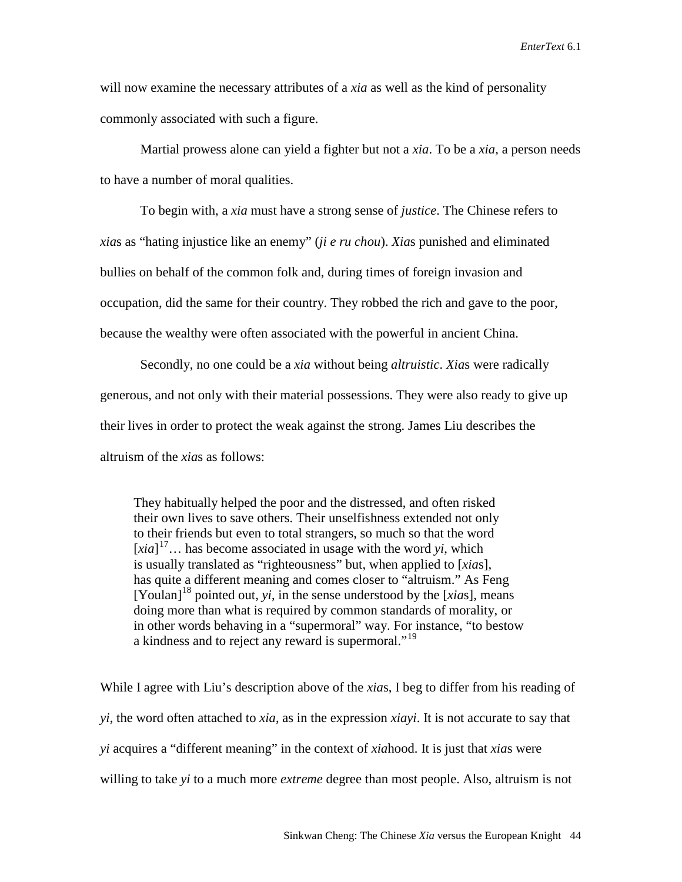will now examine the necessary attributes of a *xia* as well as the kind of personality commonly associated with such a figure.

Martial prowess alone can yield a fighter but not a *xia*. To be a *xia*, a person needs to have a number of moral qualities.

To begin with, a *xia* must have a strong sense of *justice*. The Chinese refers to *xia*s as "hating injustice like an enemy" (*ji e ru chou*). *Xia*s punished and eliminated bullies on behalf of the common folk and, during times of foreign invasion and occupation, did the same for their country. They robbed the rich and gave to the poor, because the wealthy were often associated with the powerful in ancient China.

Secondly, no one could be a *xia* without being *altruistic*. *Xia*s were radically generous, and not only with their material possessions. They were also ready to give up their lives in order to protect the weak against the strong. James Liu describes the altruism of the *xia*s as follows:

> They habitually helped the poor and the distressed, and often risked their own lives to save others. Their unselfishness extended not only to their friends but even to total strangers, so much so that the word [*xia*][17]… has become associated in usage with the word *yi*, which is usually translated as "righteousness" but, when applied to [*xia*s], has quite a different meaning and comes closer to "altruism." As Feng [Youlan][18] pointed out, *yi*, in the sense understood by the [*xia*s], means doing more than what is required by common standards of morality, or in other words behaving in a "supermoral" way. For instance, "to bestow a kindness and to reject any reward is supermoral."[19]

While I agree with Liu's description above of the *xia*s, I beg to differ from his reading of *yi*, the word often attached to *xia*, as in the expression *xiayi*. It is not accurate to say that *yi* acquires a "different meaning" in the context of *xia*hood. It is just that *xia*s were willing to take *yi* to a much more *extreme* degree than most people. Also, altruism is not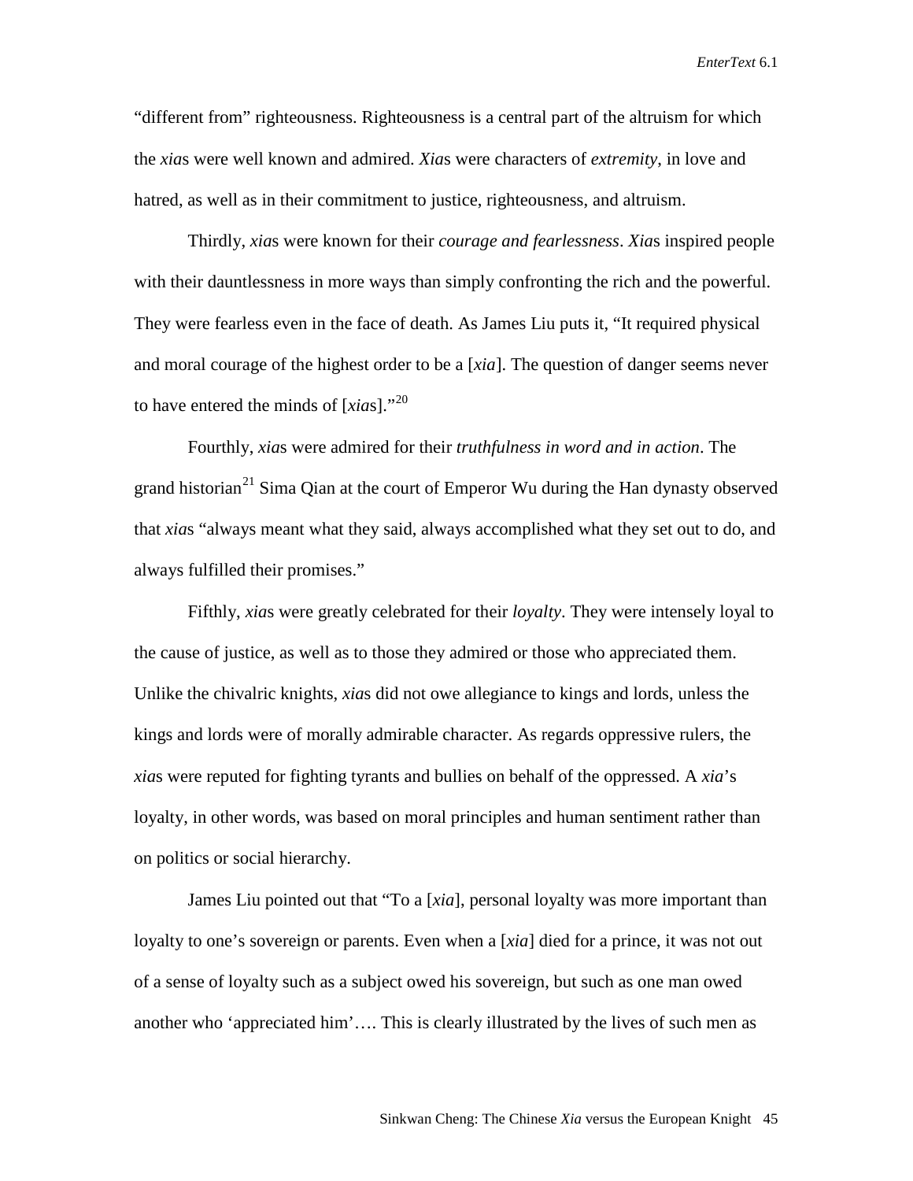"different from" righteousness. Righteousness is a central part of the altruism for which the *xia*s were well known and admired. *Xia*s were characters of *extremity*, in love and hatred, as well as in their commitment to justice, righteousness, and altruism.

Thirdly, *xia*s were known for their *courage and fearlessness*. *Xia*s inspired people with their dauntlessness in more ways than simply confronting the rich and the powerful. They were fearless even in the face of death. As James Liu puts it, "It required physical and moral courage of the highest order to be a [*xia*]. The question of danger seems never to have entered the minds of [*xia*s]."[20]

Fourthly, *xia*s were admired for their *truthfulness in word and in action*. The grand historian[21] Sima Qian at the court of Emperor Wu during the Han dynasty observed that *xia*s "always meant what they said, always accomplished what they set out to do, and always fulfilled their promises."

Fifthly, *xia*s were greatly celebrated for their *loyalty*. They were intensely loyal to the cause of justice, as well as to those they admired or those who appreciated them. Unlike the chivalric knights, *xia*s did not owe allegiance to kings and lords, unless the kings and lords were of morally admirable character. As regards oppressive rulers, the *xia*s were reputed for fighting tyrants and bullies on behalf of the oppressed. A *xia*'s loyalty, in other words, was based on moral principles and human sentiment rather than on politics or social hierarchy.

James Liu pointed out that "To a [*xia*], personal loyalty was more important than loyalty to one's sovereign or parents. Even when a [*xia*] died for a prince, it was not out of a sense of loyalty such as a subject owed his sovereign, but such as one man owed another who 'appreciated him'…. This is clearly illustrated by the lives of such men as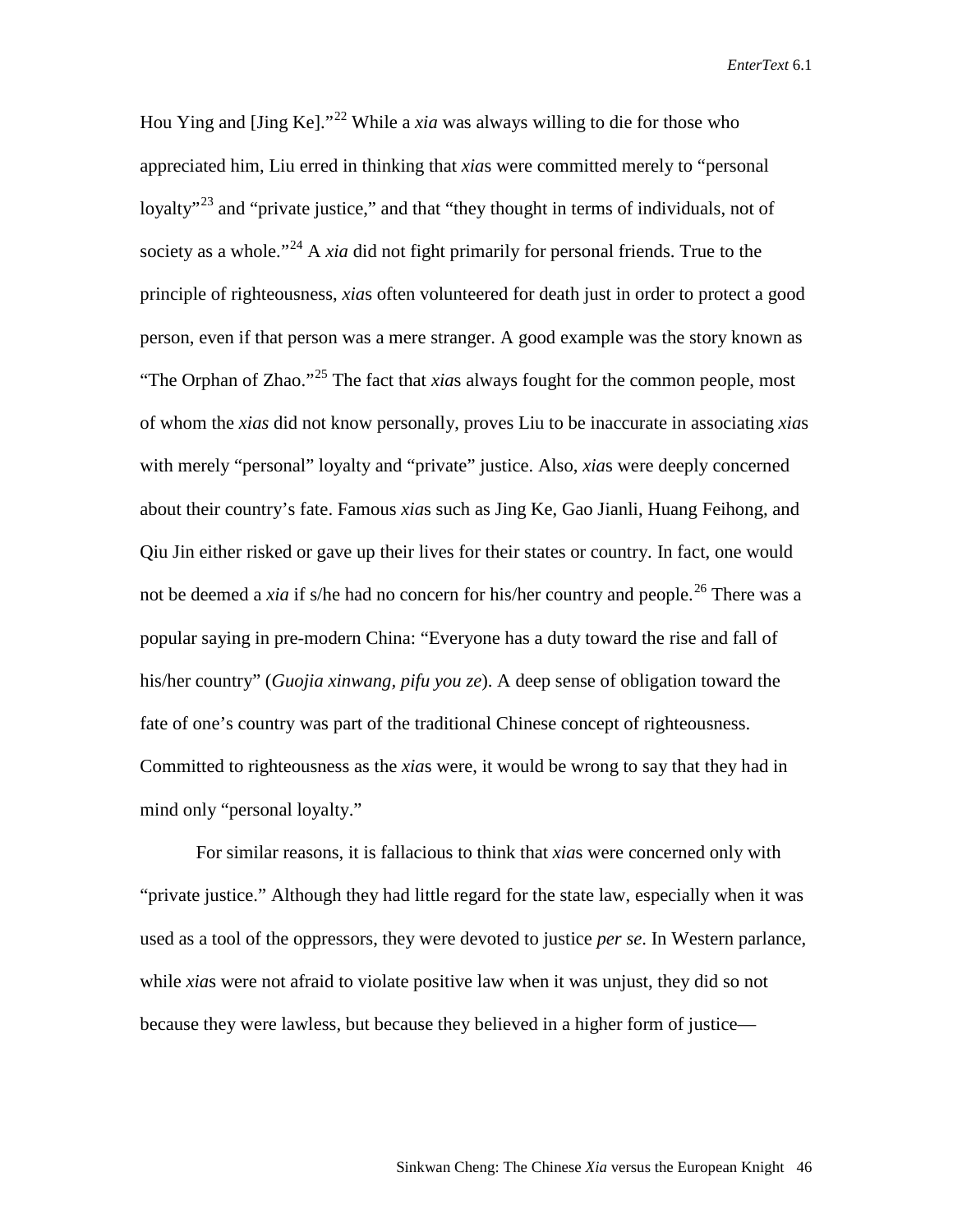Hou Ying and [Jing Ke]."[22] While a *xia* was always willing to die for those who appreciated him, Liu erred in thinking that *xia*s were committed merely to "personal loyalty"[23] and "private justice," and that "they thought in terms of individuals, not of society as a whole."[24] A *xia* did not fight primarily for personal friends. True to the principle of righteousness, *xia*s often volunteered for death just in order to protect a good person, even if that person was a mere stranger. A good example was the story known as "The Orphan of Zhao."[25] The fact that *xia*s always fought for the common people, most of whom the *xias* did not know personally, proves Liu to be inaccurate in associating *xia*s with merely "personal" loyalty and "private" justice. Also, *xia*s were deeply concerned about their country's fate. Famous *xia*s such as Jing Ke, Gao Jianli, Huang Feihong, and Qiu Jin either risked or gave up their lives for their states or country. In fact, one would not be deemed a *xia* if s/he had no concern for his/her country and people.[26] There was a popular saying in pre-modern China: "Everyone has a duty toward the rise and fall of his/her country" (*Guojia xinwang, pifu you ze*). A deep sense of obligation toward the fate of one's country was part of the traditional Chinese concept of righteousness. Committed to righteousness as the *xia*s were, it would be wrong to say that they had in mind only "personal loyalty."

For similar reasons, it is fallacious to think that *xia*s were concerned only with "private justice." Although they had little regard for the state law, especially when it was used as a tool of the oppressors, they were devoted to justice *per se*. In Western parlance, while *xia*s were not afraid to violate positive law when it was unjust, they did so not because they were lawless, but because they believed in a higher form of justice—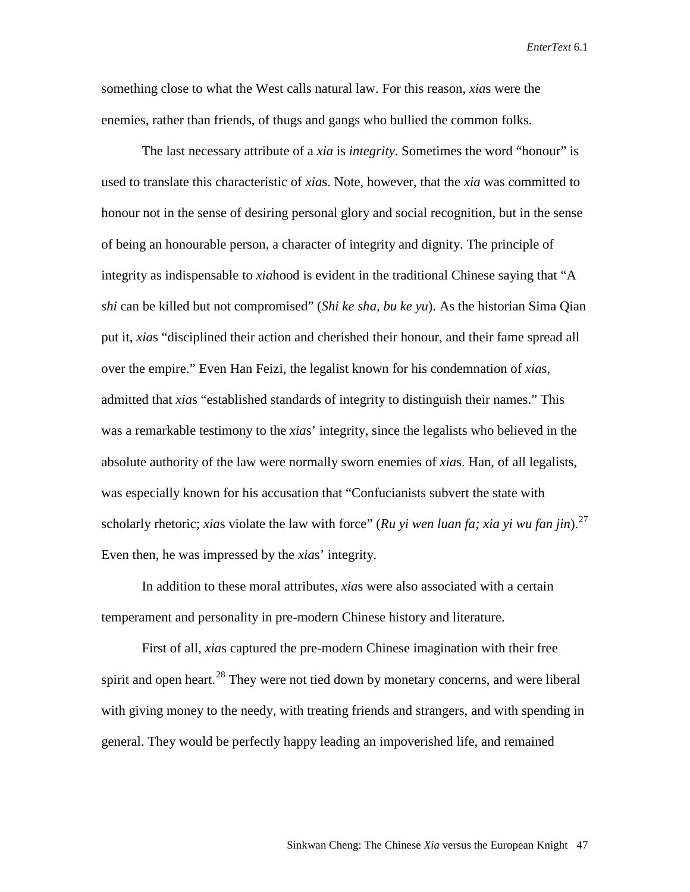something close to what the West calls natural law. For this reason, *xia*s were the enemies, rather than friends, of thugs and gangs who bullied the common folks.

The last necessary attribute of a *xia* is *integrity*. Sometimes the word "honour" is used to translate this characteristic of *xia*s. Note, however, that the *xia* was committed to honour not in the sense of desiring personal glory and social recognition, but in the sense of being an honourable person, a character of integrity and dignity. The principle of integrity as indispensable to *xia*hood is evident in the traditional Chinese saying that "A *shi* can be killed but not compromised" (*Shi ke sha, bu ke yu*). As the historian Sima Qian put it, *xia*s "disciplined their action and cherished their honour, and their fame spread all over the empire." Even Han Feizi, the legalist known for his condemnation of *xia*s, admitted that *xia*s "established standards of integrity to distinguish their names." This was a remarkable testimony to the *xia*s' integrity, since the legalists who believed in the absolute authority of the law were normally sworn enemies of *xia*s. Han, of all legalists, was especially known for his accusation that "Confucianists subvert the state with scholarly rhetoric; *xia*s violate the law with force" (*Ru yi wen luan fa; xia yi wu fan jin*).[27] Even then, he was impressed by the *xia*s' integrity.

In addition to these moral attributes, *xia*s were also associated with a certain temperament and personality in pre-modern Chinese history and literature.

First of all, *xia*s captured the pre-modern Chinese imagination with their free spirit and open heart.[28] They were not tied down by monetary concerns, and were liberal with giving money to the needy, with treating friends and strangers, and with spending in general. They would be perfectly happy leading an impoverished life, and remained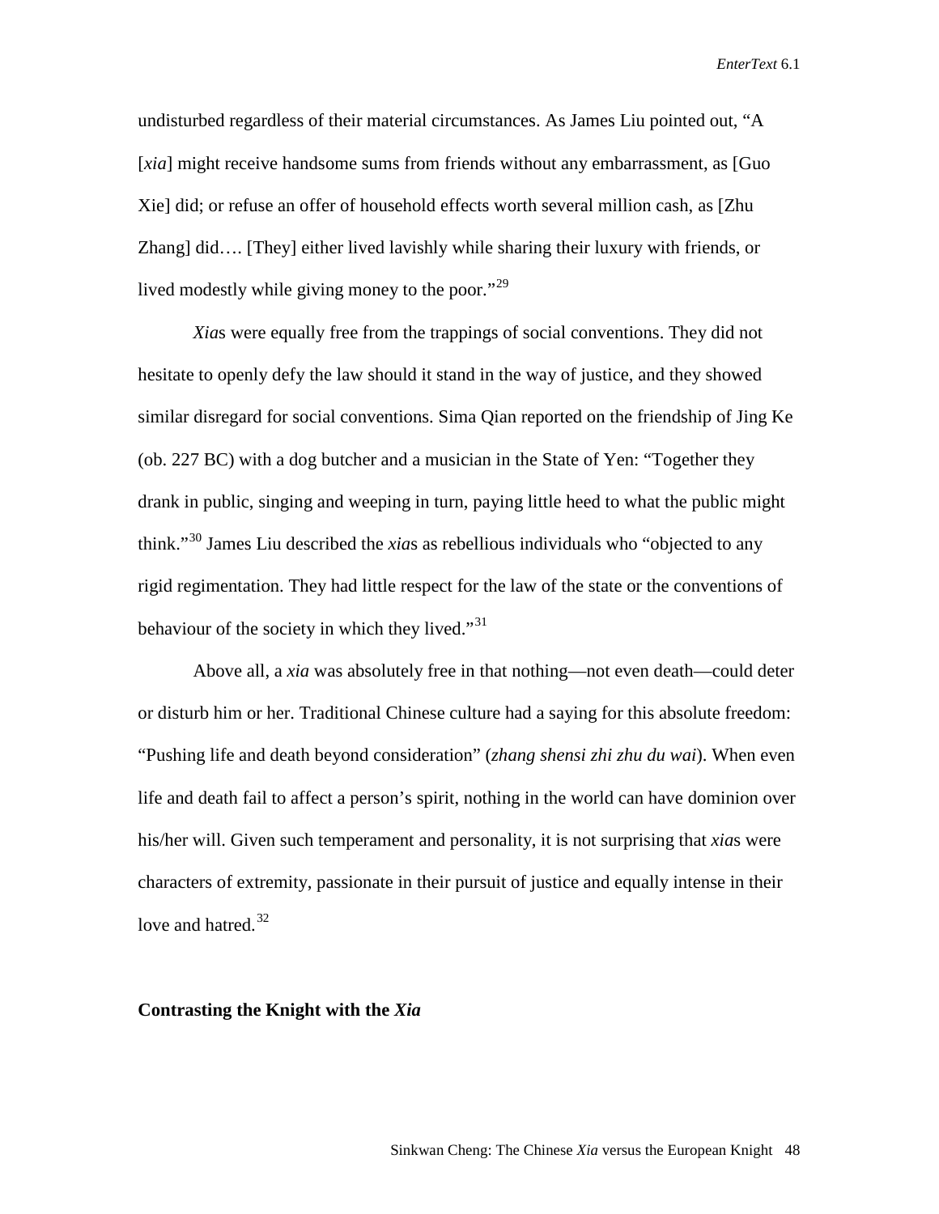undisturbed regardless of their material circumstances. As James Liu pointed out, "A [*xia*] might receive handsome sums from friends without any embarrassment, as [Guo Xie] did; or refuse an offer of household effects worth several million cash, as [Zhu Zhang] did…. [They] either lived lavishly while sharing their luxury with friends, or lived modestly while giving money to the poor."[29]

*Xia*s were equally free from the trappings of social conventions. They did not hesitate to openly defy the law should it stand in the way of justice, and they showed similar disregard for social conventions. Sima Qian reported on the friendship of Jing Ke (ob. 227 BC) with a dog butcher and a musician in the State of Yen: "Together they drank in public, singing and weeping in turn, paying little heed to what the public might think."[30] James Liu described the *xia*s as rebellious individuals who "objected to any rigid regimentation. They had little respect for the law of the state or the conventions of behaviour of the society in which they lived."[31]

Above all, a *xia* was absolutely free in that nothing—not even death—could deter or disturb him or her. Traditional Chinese culture had a saying for this absolute freedom: "Pushing life and death beyond consideration" (*zhang shensi zhi zhu du wai*). When even life and death fail to affect a person's spirit, nothing in the world can have dominion over his/her will. Given such temperament and personality, it is not surprising that *xia*s were characters of extremity, passionate in their pursuit of justice and equally intense in their love and hatred.[32]

## Contrasting the Knight with the *Xia*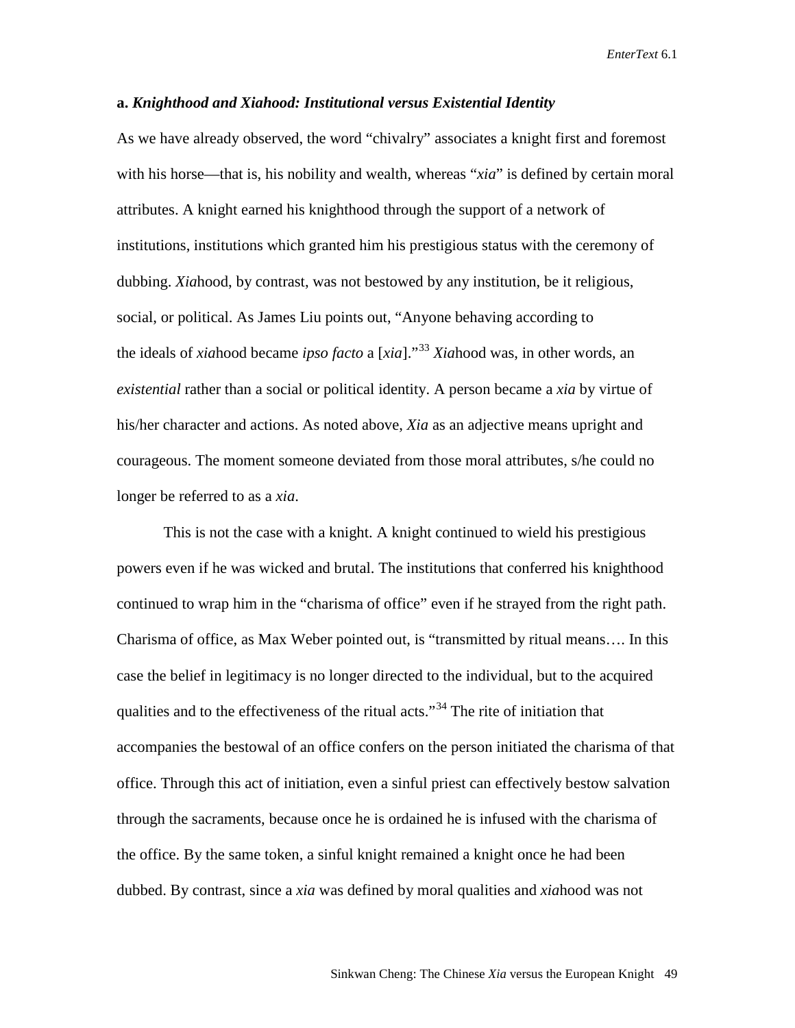### a. *Knighthood and Xiahood: Institutional versus Existential Identity*

As we have already observed, the word "chivalry" associates a knight first and foremost with his horse—that is, his nobility and wealth, whereas "*xia*" is defined by certain moral attributes. A knight earned his knighthood through the support of a network of institutions, institutions which granted him his prestigious status with the ceremony of dubbing. *Xia*hood, by contrast, was not bestowed by any institution, be it religious, social, or political. As James Liu points out, "Anyone behaving according to the ideals of *xia*hood became *ipso facto* a [*xia*]."[33] *Xia*hood was, in other words, an *existential* rather than a social or political identity. A person became a *xia* by virtue of his/her character and actions. As noted above, *Xia* as an adjective means upright and courageous. The moment someone deviated from those moral attributes, s/he could no longer be referred to as a *xia*.

This is not the case with a knight. A knight continued to wield his prestigious powers even if he was wicked and brutal. The institutions that conferred his knighthood continued to wrap him in the "charisma of office" even if he strayed from the right path. Charisma of office, as Max Weber pointed out, is "transmitted by ritual means…. In this case the belief in legitimacy is no longer directed to the individual, but to the acquired qualities and to the effectiveness of the ritual acts."[34] The rite of initiation that accompanies the bestowal of an office confers on the person initiated the charisma of that office. Through this act of initiation, even a sinful priest can effectively bestow salvation through the sacraments, because once he is ordained he is infused with the charisma of the office. By the same token, a sinful knight remained a knight once he had been dubbed. By contrast, since a *xia* was defined by moral qualities and *xia*hood was not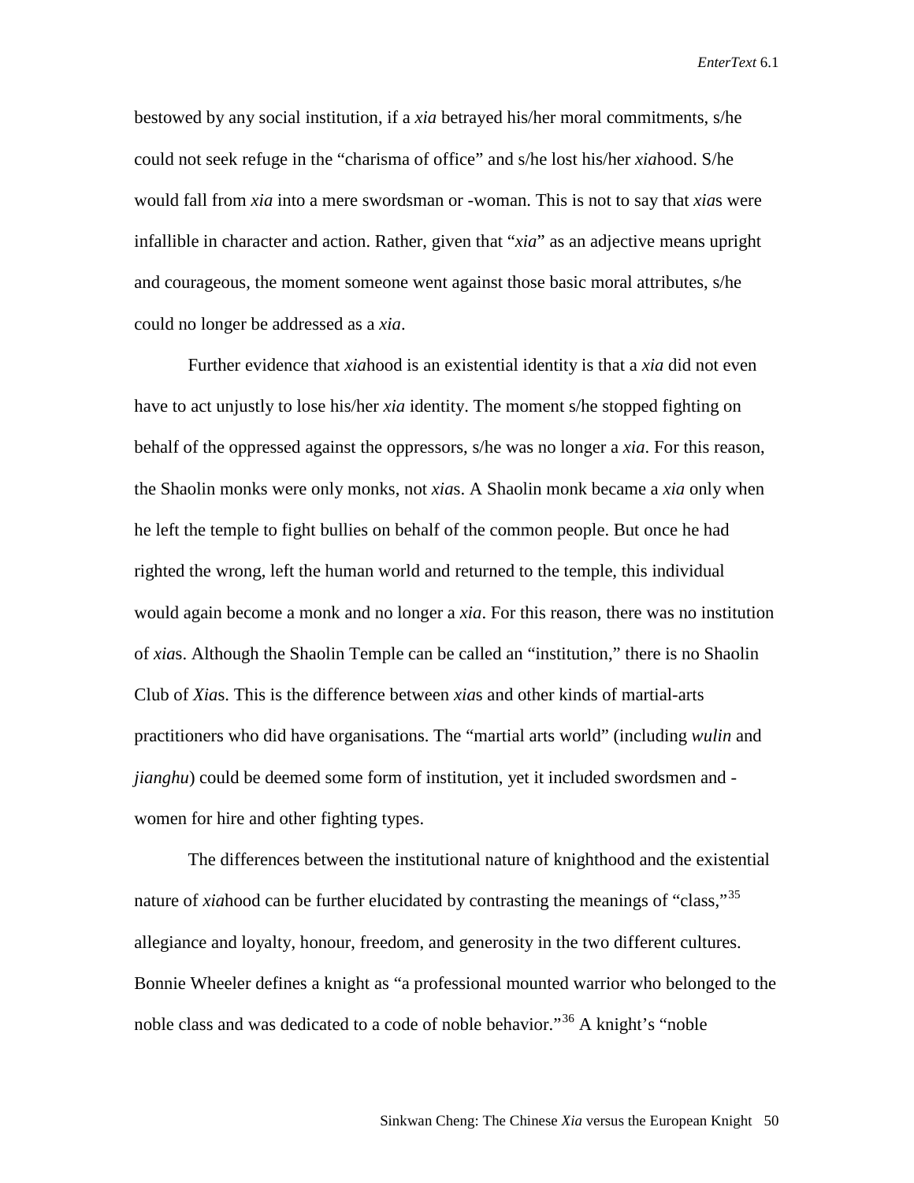bestowed by any social institution, if a *xia* betrayed his/her moral commitments, s/he could not seek refuge in the "charisma of office" and s/he lost his/her *xia*hood. S/he would fall from *xia* into a mere swordsman or -woman. This is not to say that *xia*s were infallible in character and action. Rather, given that "*xia*" as an adjective means upright and courageous, the moment someone went against those basic moral attributes, s/he could no longer be addressed as a *xia*.

Further evidence that *xia*hood is an existential identity is that a *xia* did not even have to act unjustly to lose his/her *xia* identity. The moment s/he stopped fighting on behalf of the oppressed against the oppressors, s/he was no longer a *xia*. For this reason, the Shaolin monks were only monks, not *xia*s. A Shaolin monk became a *xia* only when he left the temple to fight bullies on behalf of the common people. But once he had righted the wrong, left the human world and returned to the temple, this individual would again become a monk and no longer a *xia*. For this reason, there was no institution of *xia*s. Although the Shaolin Temple can be called an "institution," there is no Shaolin Club of *Xia*s. This is the difference between *xia*s and other kinds of martial-arts practitioners who did have organisations. The "martial arts world" (including *wulin* and *jianghu*) could be deemed some form of institution, yet it included swordsmen and -women for hire and other fighting types.

The differences between the institutional nature of knighthood and the existential nature of *xia*hood can be further elucidated by contrasting the meanings of "class,"[35] allegiance and loyalty, honour, freedom, and generosity in the two different cultures. Bonnie Wheeler defines a knight as "a professional mounted warrior who belonged to the noble class and was dedicated to a code of noble behavior."[36] A knight's "noble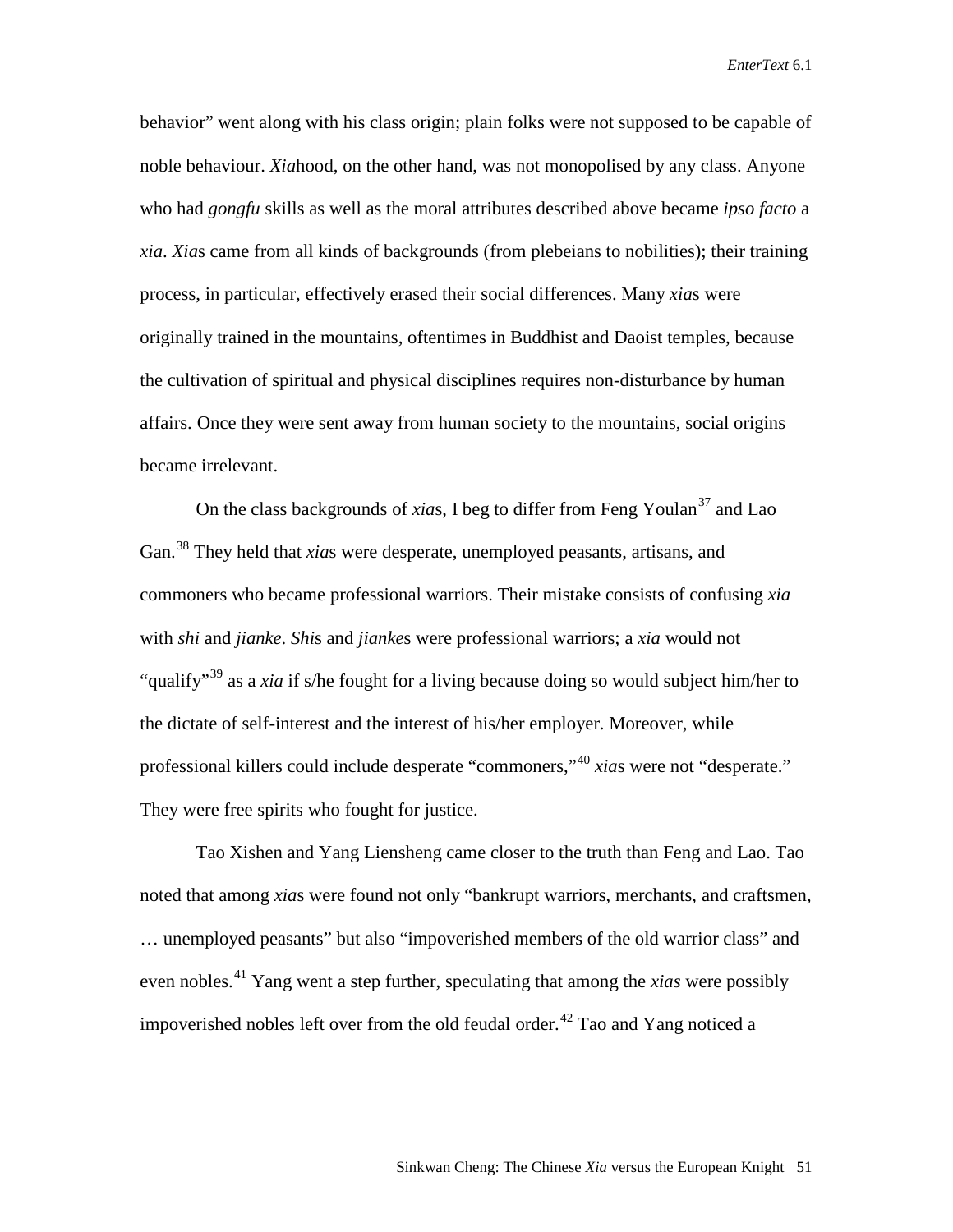behavior" went along with his class origin; plain folks were not supposed to be capable of noble behaviour. *Xia*hood, on the other hand, was not monopolised by any class. Anyone who had *gongfu* skills as well as the moral attributes described above became *ipso facto* a *xia*. *Xia*s came from all kinds of backgrounds (from plebeians to nobilities); their training process, in particular, effectively erased their social differences. Many *xia*s were originally trained in the mountains, oftentimes in Buddhist and Daoist temples, because the cultivation of spiritual and physical disciplines requires non-disturbance by human affairs. Once they were sent away from human society to the mountains, social origins became irrelevant.

On the class backgrounds of *xia*s, I beg to differ from Feng Youlan[37] and Lao Gan.[38] They held that *xia*s were desperate, unemployed peasants, artisans, and commoners who became professional warriors. Their mistake consists of confusing *xia* with *shi* and *jianke*. *Shi*s and *jianke*s were professional warriors; a *xia* would not "qualify"[39] as a *xia* if s/he fought for a living because doing so would subject him/her to the dictate of self-interest and the interest of his/her employer. Moreover, while professional killers could include desperate "commoners,"[40] *xia*s were not "desperate." They were free spirits who fought for justice.

Tao Xishen and Yang Liensheng came closer to the truth than Feng and Lao. Tao noted that among *xia*s were found not only "bankrupt warriors, merchants, and craftsmen, … unemployed peasants" but also "impoverished members of the old warrior class" and even nobles.[41] Yang went a step further, speculating that among the *xias* were possibly impoverished nobles left over from the old feudal order.[42] Tao and Yang noticed a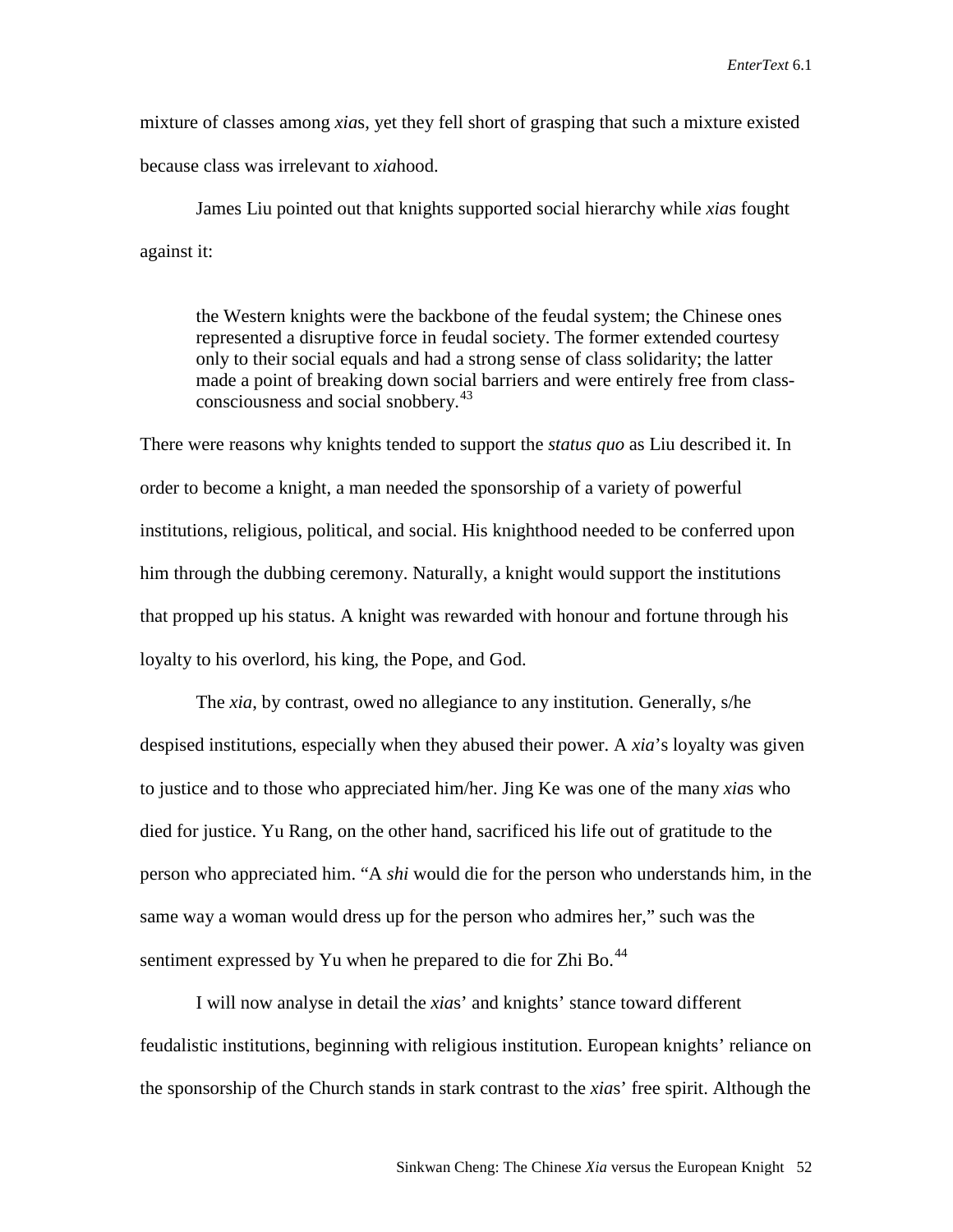mixture of classes among *xia*s, yet they fell short of grasping that such a mixture existed because class was irrelevant to *xia*hood.

James Liu pointed out that knights supported social hierarchy while *xia*s fought against it:

> the Western knights were the backbone of the feudal system; the Chinese ones represented a disruptive force in feudal society. The former extended courtesy only to their social equals and had a strong sense of class solidarity; the latter made a point of breaking down social barriers and were entirely free from class-consciousness and social snobbery.[43]

There were reasons why knights tended to support the *status quo* as Liu described it. In order to become a knight, a man needed the sponsorship of a variety of powerful institutions, religious, political, and social. His knighthood needed to be conferred upon him through the dubbing ceremony. Naturally, a knight would support the institutions that propped up his status. A knight was rewarded with honour and fortune through his loyalty to his overlord, his king, the Pope, and God.

The *xia*, by contrast, owed no allegiance to any institution. Generally, s/he despised institutions, especially when they abused their power. A *xia*'s loyalty was given to justice and to those who appreciated him/her. Jing Ke was one of the many *xia*s who died for justice. Yu Rang, on the other hand, sacrificed his life out of gratitude to the person who appreciated him. "A *shi* would die for the person who understands him, in the same way a woman would dress up for the person who admires her," such was the sentiment expressed by Yu when he prepared to die for Zhi Bo.[44]

I will now analyse in detail the *xia*s' and knights' stance toward different feudalistic institutions, beginning with religious institution. European knights' reliance on the sponsorship of the Church stands in stark contrast to the *xia*s' free spirit. Although the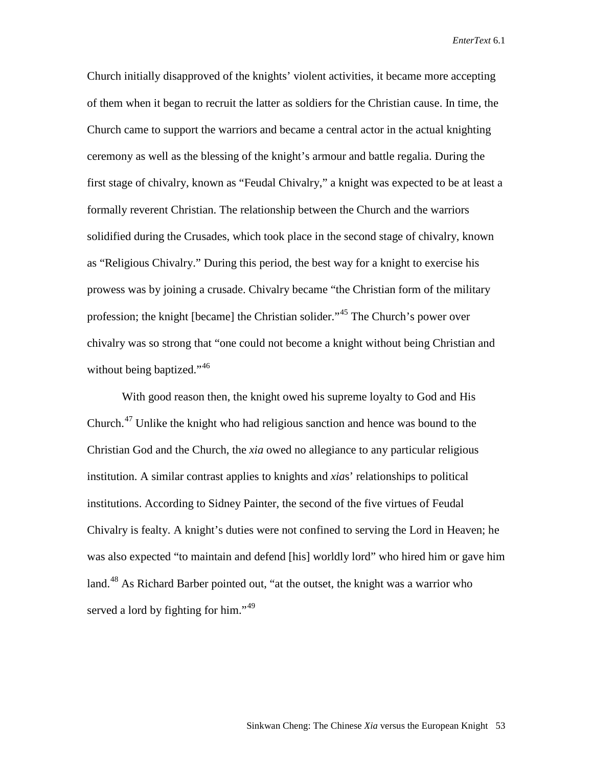Church initially disapproved of the knights' violent activities, it became more accepting of them when it began to recruit the latter as soldiers for the Christian cause. In time, the Church came to support the warriors and became a central actor in the actual knighting ceremony as well as the blessing of the knight's armour and battle regalia. During the first stage of chivalry, known as "Feudal Chivalry," a knight was expected to be at least a formally reverent Christian. The relationship between the Church and the warriors solidified during the Crusades, which took place in the second stage of chivalry, known as "Religious Chivalry." During this period, the best way for a knight to exercise his prowess was by joining a crusade. Chivalry became "the Christian form of the military profession; the knight [became] the Christian solider."[45] The Church's power over chivalry was so strong that "one could not become a knight without being Christian and without being baptized."[46]

With good reason then, the knight owed his supreme loyalty to God and His Church.[47] Unlike the knight who had religious sanction and hence was bound to the Christian God and the Church, the *xia* owed no allegiance to any particular religious institution. A similar contrast applies to knights and *xia*s' relationships to political institutions. According to Sidney Painter, the second of the five virtues of Feudal Chivalry is fealty. A knight's duties were not confined to serving the Lord in Heaven; he was also expected "to maintain and defend [his] worldly lord" who hired him or gave him land.[48] As Richard Barber pointed out, "at the outset, the knight was a warrior who served a lord by fighting for him."[49]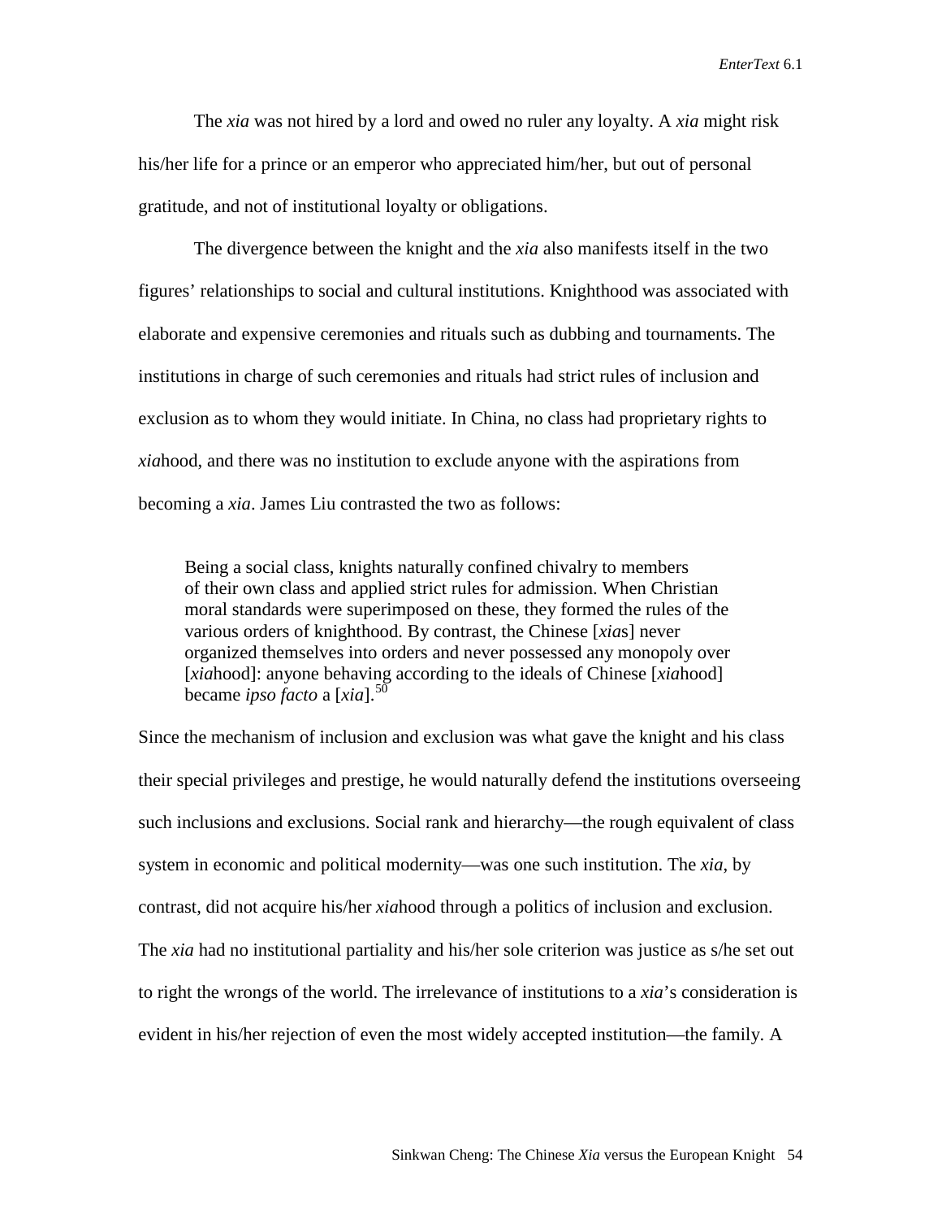The *xia* was not hired by a lord and owed no ruler any loyalty. A *xia* might risk his/her life for a prince or an emperor who appreciated him/her, but out of personal gratitude, and not of institutional loyalty or obligations.

The divergence between the knight and the *xia* also manifests itself in the two figures' relationships to social and cultural institutions. Knighthood was associated with elaborate and expensive ceremonies and rituals such as dubbing and tournaments. The institutions in charge of such ceremonies and rituals had strict rules of inclusion and exclusion as to whom they would initiate. In China, no class had proprietary rights to *xia*hood, and there was no institution to exclude anyone with the aspirations from becoming a *xia*. James Liu contrasted the two as follows:

> Being a social class, knights naturally confined chivalry to members of their own class and applied strict rules for admission. When Christian moral standards were superimposed on these, they formed the rules of the various orders of knighthood. By contrast, the Chinese [*xia*s] never organized themselves into orders and never possessed any monopoly over [*xia*hood]: anyone behaving according to the ideals of Chinese [*xia*hood] became *ipso facto* a [*xia*].[50]

Since the mechanism of inclusion and exclusion was what gave the knight and his class their special privileges and prestige, he would naturally defend the institutions overseeing such inclusions and exclusions. Social rank and hierarchy—the rough equivalent of class system in economic and political modernity—was one such institution. The *xia*, by contrast, did not acquire his/her *xia*hood through a politics of inclusion and exclusion. The *xia* had no institutional partiality and his/her sole criterion was justice as s/he set out to right the wrongs of the world. The irrelevance of institutions to a *xia*'s consideration is evident in his/her rejection of even the most widely accepted institution—the family. A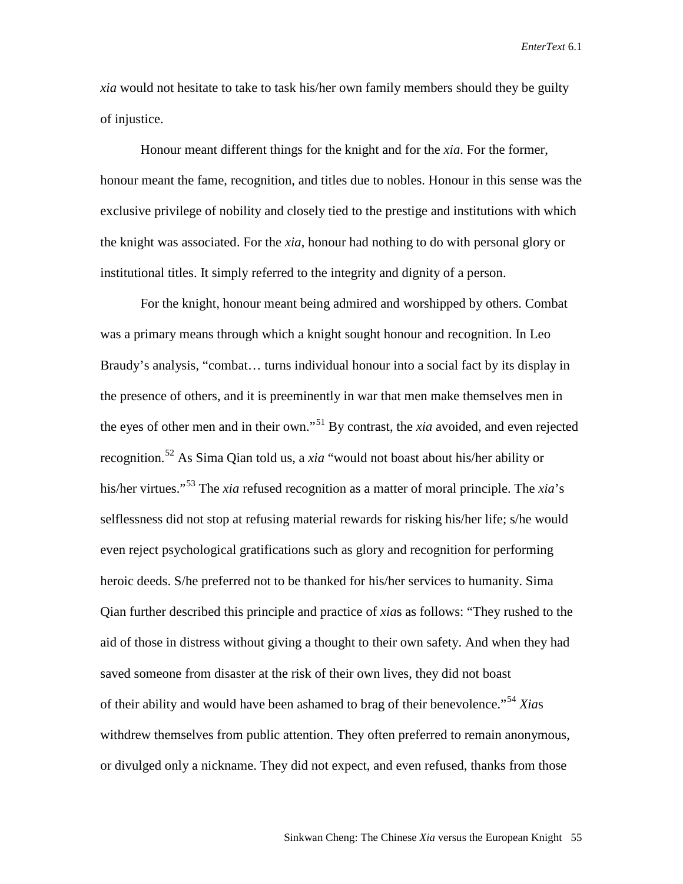*xia* would not hesitate to take to task his/her own family members should they be guilty of injustice.

Honour meant different things for the knight and for the *xia*. For the former, honour meant the fame, recognition, and titles due to nobles. Honour in this sense was the exclusive privilege of nobility and closely tied to the prestige and institutions with which the knight was associated. For the *xia*, honour had nothing to do with personal glory or institutional titles. It simply referred to the integrity and dignity of a person.

For the knight, honour meant being admired and worshipped by others. Combat was a primary means through which a knight sought honour and recognition. In Leo Braudy's analysis, "combat… turns individual honour into a social fact by its display in the presence of others, and it is preeminently in war that men make themselves men in the eyes of other men and in their own."[51] By contrast, the *xia* avoided, and even rejected recognition.[52] As Sima Qian told us, a *xia* "would not boast about his/her ability or his/her virtues."[53] The *xia* refused recognition as a matter of moral principle. The *xia*'s selflessness did not stop at refusing material rewards for risking his/her life; s/he would even reject psychological gratifications such as glory and recognition for performing heroic deeds. S/he preferred not to be thanked for his/her services to humanity. Sima Qian further described this principle and practice of *xia*s as follows: "They rushed to the aid of those in distress without giving a thought to their own safety. And when they had saved someone from disaster at the risk of their own lives, they did not boast of their ability and would have been ashamed to brag of their benevolence."[54] *Xia*s withdrew themselves from public attention. They often preferred to remain anonymous, or divulged only a nickname. They did not expect, and even refused, thanks from those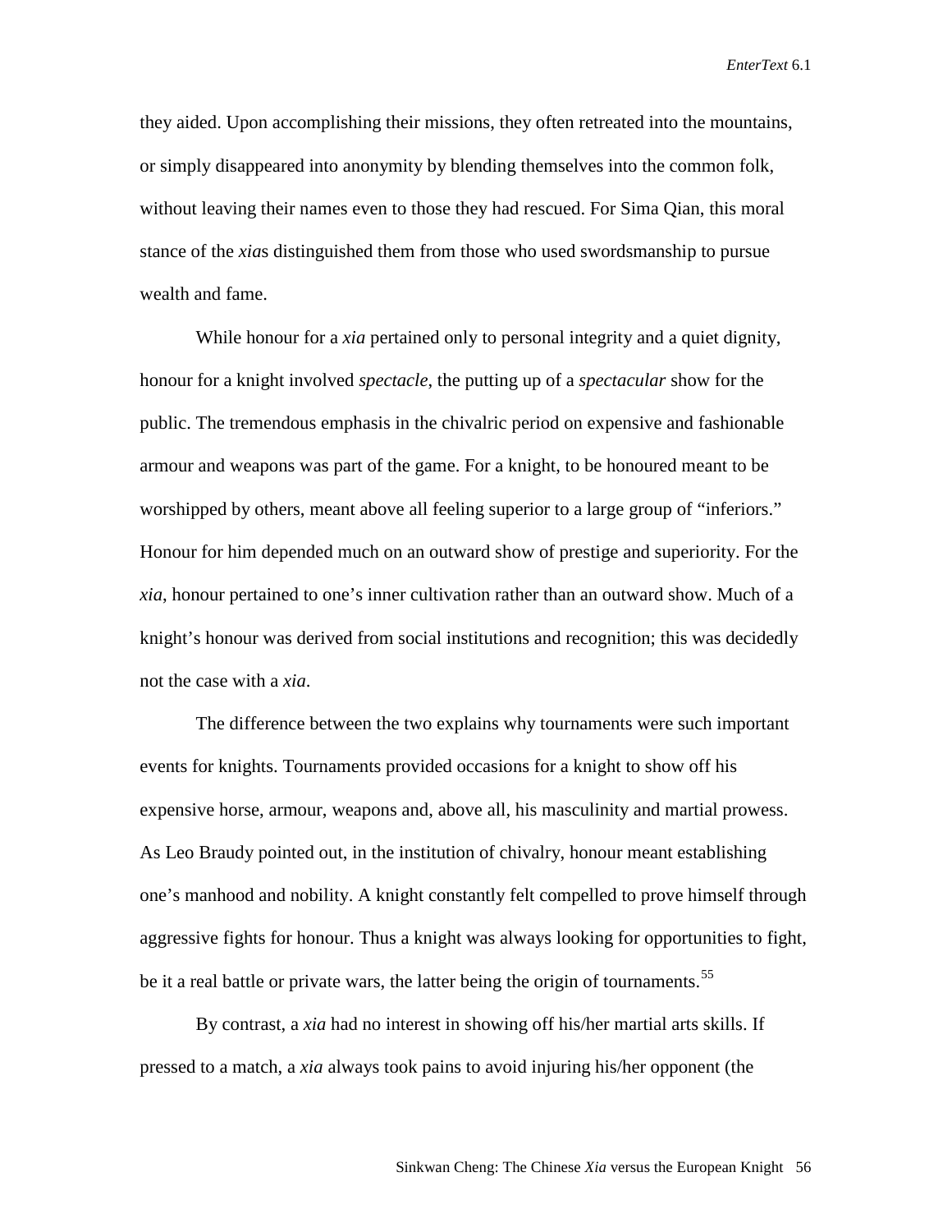they aided. Upon accomplishing their missions, they often retreated into the mountains, or simply disappeared into anonymity by blending themselves into the common folk, without leaving their names even to those they had rescued. For Sima Qian, this moral stance of the *xia*s distinguished them from those who used swordsmanship to pursue wealth and fame.

While honour for a *xia* pertained only to personal integrity and a quiet dignity, honour for a knight involved *spectacle*, the putting up of a *spectacular* show for the public. The tremendous emphasis in the chivalric period on expensive and fashionable armour and weapons was part of the game. For a knight, to be honoured meant to be worshipped by others, meant above all feeling superior to a large group of "inferiors." Honour for him depended much on an outward show of prestige and superiority. For the *xia*, honour pertained to one's inner cultivation rather than an outward show. Much of a knight's honour was derived from social institutions and recognition; this was decidedly not the case with a *xia*.

The difference between the two explains why tournaments were such important events for knights. Tournaments provided occasions for a knight to show off his expensive horse, armour, weapons and, above all, his masculinity and martial prowess. As Leo Braudy pointed out, in the institution of chivalry, honour meant establishing one's manhood and nobility. A knight constantly felt compelled to prove himself through aggressive fights for honour. Thus a knight was always looking for opportunities to fight, be it a real battle or private wars, the latter being the origin of tournaments.[55]

By contrast, a *xia* had no interest in showing off his/her martial arts skills. If pressed to a match, a *xia* always took pains to avoid injuring his/her opponent (the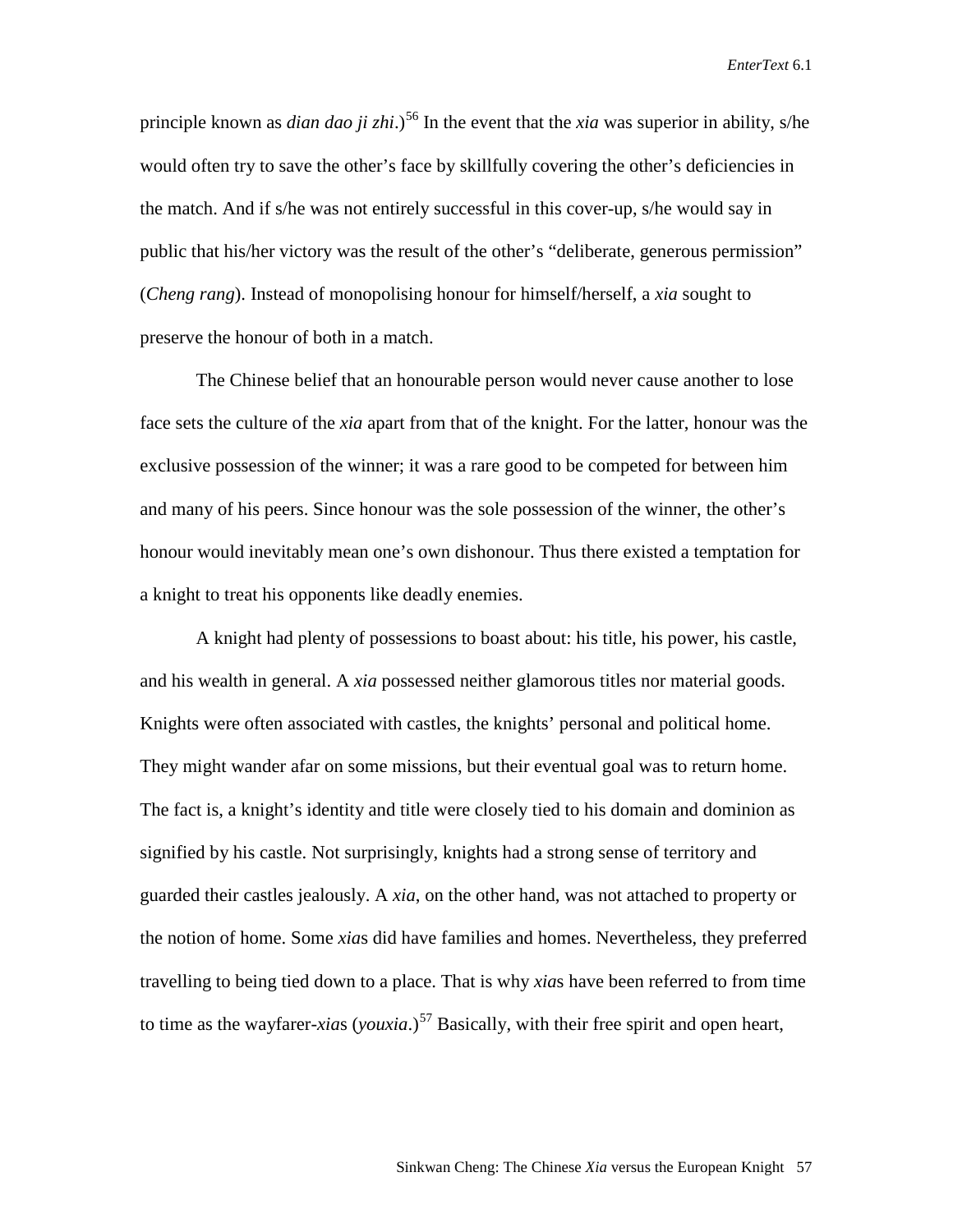principle known as *dian dao ji zhi*.)[56] In the event that the *xia* was superior in ability, s/he would often try to save the other's face by skillfully covering the other's deficiencies in the match. And if s/he was not entirely successful in this cover-up, s/he would say in public that his/her victory was the result of the other's "deliberate, generous permission" (*Cheng rang*). Instead of monopolising honour for himself/herself, a *xia* sought to preserve the honour of both in a match.

The Chinese belief that an honourable person would never cause another to lose face sets the culture of the *xia* apart from that of the knight. For the latter, honour was the exclusive possession of the winner; it was a rare good to be competed for between him and many of his peers. Since honour was the sole possession of the winner, the other's honour would inevitably mean one's own dishonour. Thus there existed a temptation for a knight to treat his opponents like deadly enemies.

A knight had plenty of possessions to boast about: his title, his power, his castle, and his wealth in general. A *xia* possessed neither glamorous titles nor material goods. Knights were often associated with castles, the knights' personal and political home. They might wander afar on some missions, but their eventual goal was to return home. The fact is, a knight's identity and title were closely tied to his domain and dominion as signified by his castle. Not surprisingly, knights had a strong sense of territory and guarded their castles jealously. A *xia*, on the other hand, was not attached to property or the notion of home. Some *xia*s did have families and homes. Nevertheless, they preferred travelling to being tied down to a place. That is why *xia*s have been referred to from time to time as the wayfarer-*xia*s (*youxia*.)[57] Basically, with their free spirit and open heart,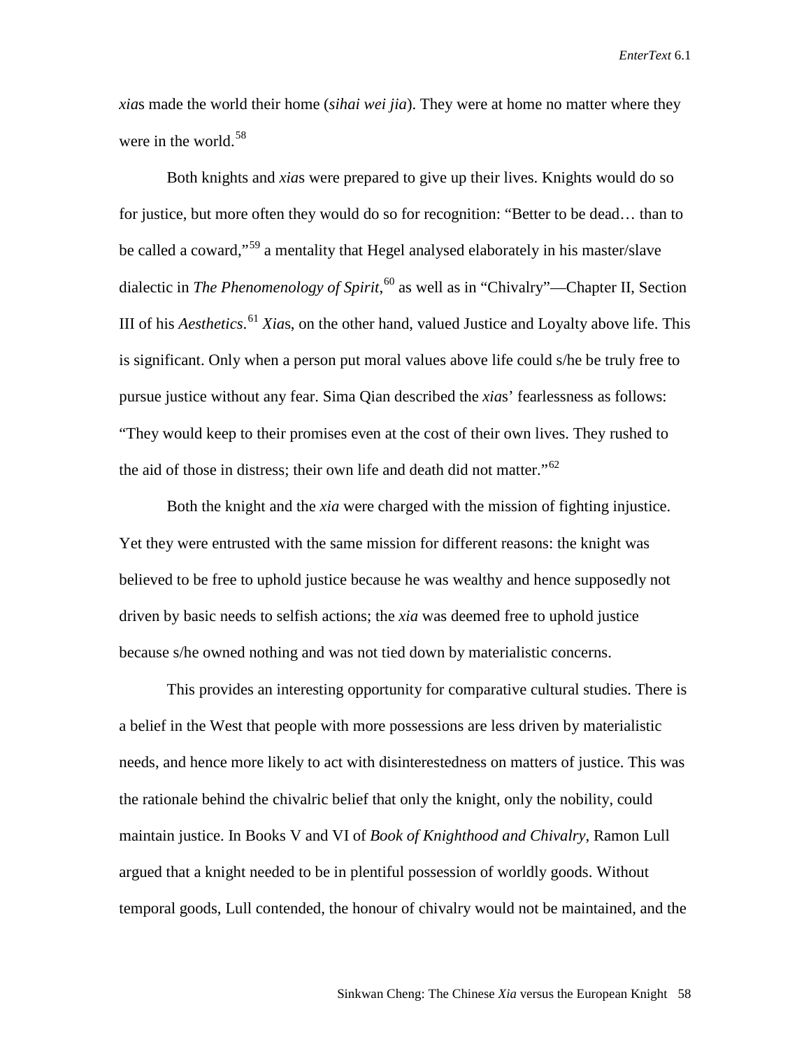*xia*s made the world their home (*sihai wei jia*). They were at home no matter where they were in the world.[58]

Both knights and *xia*s were prepared to give up their lives. Knights would do so for justice, but more often they would do so for recognition: "Better to be dead… than to be called a coward,"[59] a mentality that Hegel analysed elaborately in his master/slave dialectic in *The Phenomenology of Spirit*,[60] as well as in "Chivalry"—Chapter II, Section III of his *Aesthetics*.[61] *Xia*s, on the other hand, valued Justice and Loyalty above life. This is significant. Only when a person put moral values above life could s/he be truly free to pursue justice without any fear. Sima Qian described the *xia*s' fearlessness as follows: "They would keep to their promises even at the cost of their own lives. They rushed to the aid of those in distress; their own life and death did not matter."[62]

Both the knight and the *xia* were charged with the mission of fighting injustice. Yet they were entrusted with the same mission for different reasons: the knight was believed to be free to uphold justice because he was wealthy and hence supposedly not driven by basic needs to selfish actions; the *xia* was deemed free to uphold justice because s/he owned nothing and was not tied down by materialistic concerns.

This provides an interesting opportunity for comparative cultural studies. There is a belief in the West that people with more possessions are less driven by materialistic needs, and hence more likely to act with disinterestedness on matters of justice. This was the rationale behind the chivalric belief that only the knight, only the nobility, could maintain justice. In Books V and VI of *Book of Knighthood and Chivalry*, Ramon Lull argued that a knight needed to be in plentiful possession of worldly goods. Without temporal goods, Lull contended, the honour of chivalry would not be maintained, and the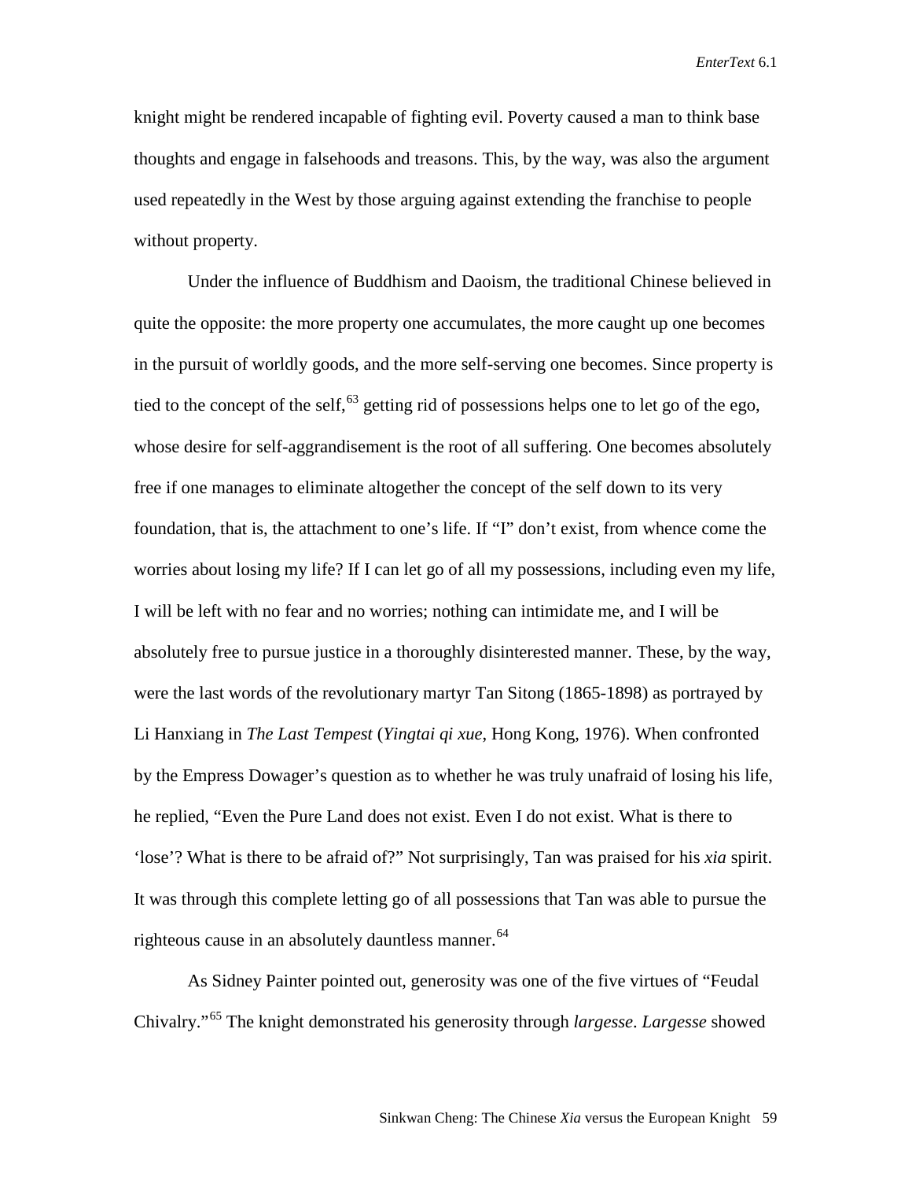knight might be rendered incapable of fighting evil. Poverty caused a man to think base thoughts and engage in falsehoods and treasons. This, by the way, was also the argument used repeatedly in the West by those arguing against extending the franchise to people without property.

Under the influence of Buddhism and Daoism, the traditional Chinese believed in quite the opposite: the more property one accumulates, the more caught up one becomes in the pursuit of worldly goods, and the more self-serving one becomes. Since property is tied to the concept of the self,[63] getting rid of possessions helps one to let go of the ego, whose desire for self-aggrandisement is the root of all suffering. One becomes absolutely free if one manages to eliminate altogether the concept of the self down to its very foundation, that is, the attachment to one's life. If "I" don't exist, from whence come the worries about losing my life? If I can let go of all my possessions, including even my life, I will be left with no fear and no worries; nothing can intimidate me, and I will be absolutely free to pursue justice in a thoroughly disinterested manner. These, by the way, were the last words of the revolutionary martyr Tan Sitong (1865-1898) as portrayed by Li Hanxiang in *The Last Tempest* (*Yingtai qi xue*, Hong Kong, 1976). When confronted by the Empress Dowager's question as to whether he was truly unafraid of losing his life, he replied, "Even the Pure Land does not exist. Even I do not exist. What is there to 'lose'? What is there to be afraid of?" Not surprisingly, Tan was praised for his *xia* spirit. It was through this complete letting go of all possessions that Tan was able to pursue the righteous cause in an absolutely dauntless manner.[64]

As Sidney Painter pointed out, generosity was one of the five virtues of "Feudal Chivalry."[65] The knight demonstrated his generosity through *largesse*. *Largesse* showed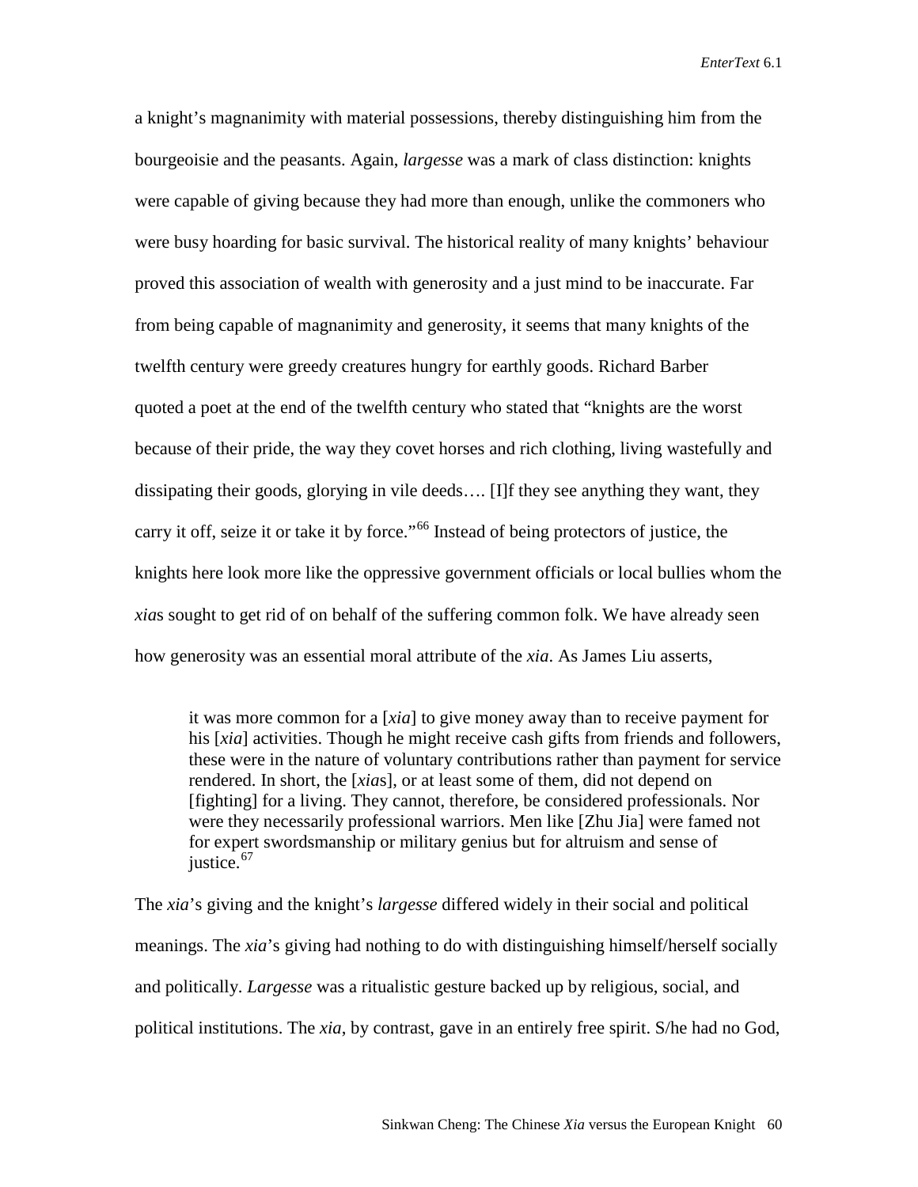a knight's magnanimity with material possessions, thereby distinguishing him from the bourgeoisie and the peasants. Again, *largesse* was a mark of class distinction: knights were capable of giving because they had more than enough, unlike the commoners who were busy hoarding for basic survival. The historical reality of many knights' behaviour proved this association of wealth with generosity and a just mind to be inaccurate. Far from being capable of magnanimity and generosity, it seems that many knights of the twelfth century were greedy creatures hungry for earthly goods. Richard Barber quoted a poet at the end of the twelfth century who stated that "knights are the worst because of their pride, the way they covet horses and rich clothing, living wastefully and dissipating their goods, glorying in vile deeds…. [I]f they see anything they want, they carry it off, seize it or take it by force."[66] Instead of being protectors of justice, the knights here look more like the oppressive government officials or local bullies whom the *xia*s sought to get rid of on behalf of the suffering common folk. We have already seen how generosity was an essential moral attribute of the *xia*. As James Liu asserts,

> it was more common for a [*xia*] to give money away than to receive payment for his [*xia*] activities. Though he might receive cash gifts from friends and followers, these were in the nature of voluntary contributions rather than payment for service rendered. In short, the [*xia*s], or at least some of them, did not depend on [fighting] for a living. They cannot, therefore, be considered professionals. Nor were they necessarily professional warriors. Men like [Zhu Jia] were famed not for expert swordsmanship or military genius but for altruism and sense of justice.[67]

The *xia*'s giving and the knight's *largesse* differed widely in their social and political meanings. The *xia*'s giving had nothing to do with distinguishing himself/herself socially and politically. *Largesse* was a ritualistic gesture backed up by religious, social, and political institutions. The *xia*, by contrast, gave in an entirely free spirit. S/he had no God,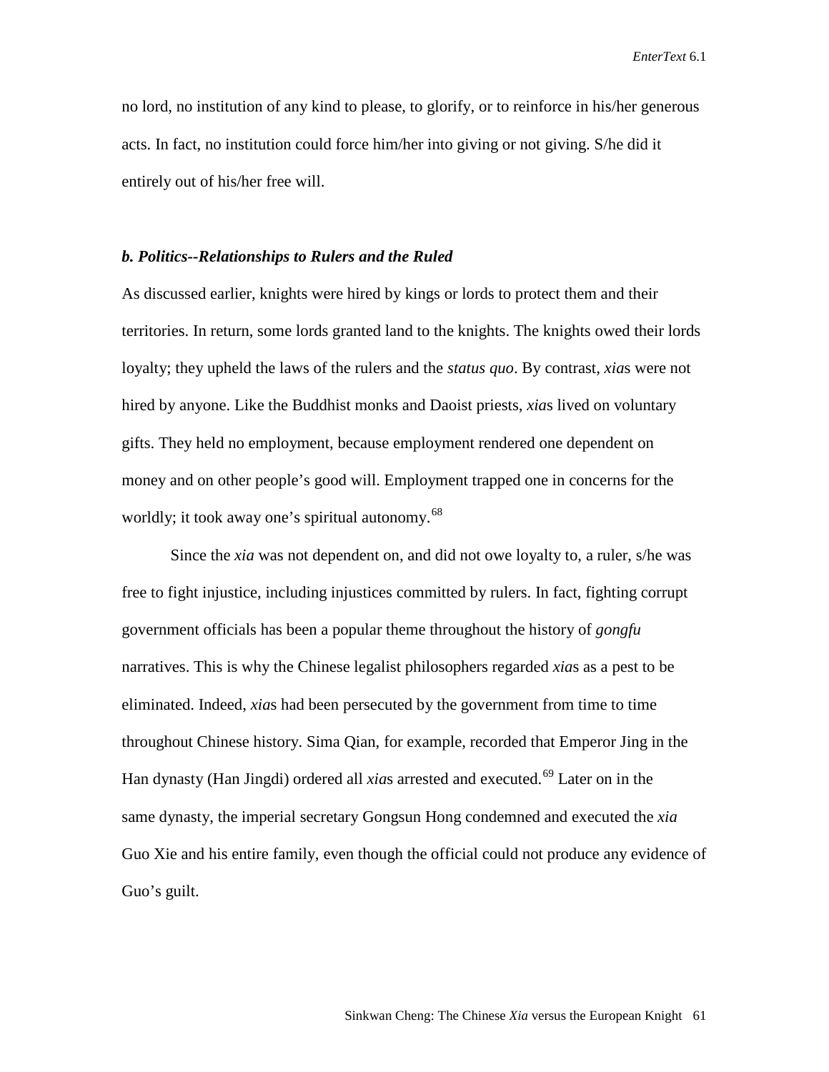no lord, no institution of any kind to please, to glorify, or to reinforce in his/her generous acts. In fact, no institution could force him/her into giving or not giving. S/he did it entirely out of his/her free will.

### *b. Politics--Relationships to Rulers and the Ruled*

As discussed earlier, knights were hired by kings or lords to protect them and their territories. In return, some lords granted land to the knights. The knights owed their lords loyalty; they upheld the laws of the rulers and the *status quo*. By contrast, *xia*s were not hired by anyone. Like the Buddhist monks and Daoist priests, *xia*s lived on voluntary gifts. They held no employment, because employment rendered one dependent on money and on other people's good will. Employment trapped one in concerns for the worldly; it took away one's spiritual autonomy.[68]

Since the *xia* was not dependent on, and did not owe loyalty to, a ruler, s/he was free to fight injustice, including injustices committed by rulers. In fact, fighting corrupt government officials has been a popular theme throughout the history of *gongfu* narratives. This is why the Chinese legalist philosophers regarded *xia*s as a pest to be eliminated. Indeed, *xia*s had been persecuted by the government from time to time throughout Chinese history. Sima Qian, for example, recorded that Emperor Jing in the Han dynasty (Han Jingdi) ordered all *xia*s arrested and executed.[69] Later on in the same dynasty, the imperial secretary Gongsun Hong condemned and executed the *xia* Guo Xie and his entire family, even though the official could not produce any evidence of Guo's guilt.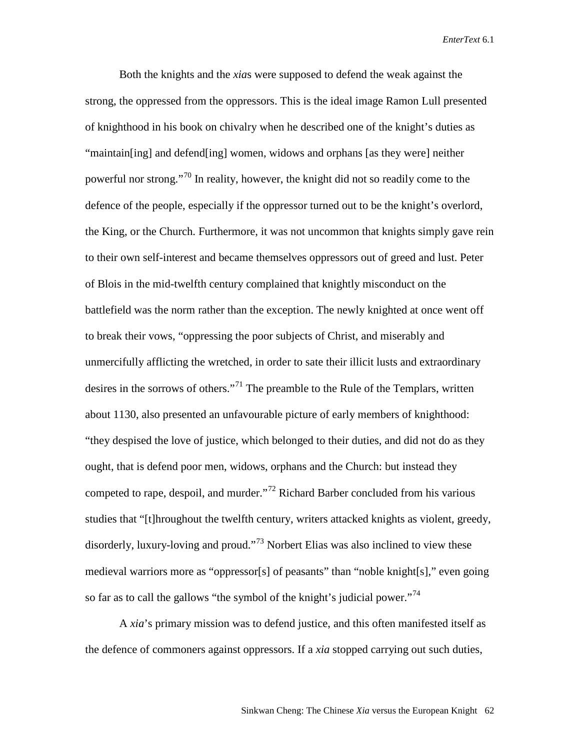Both the knights and the *xia*s were supposed to defend the weak against the strong, the oppressed from the oppressors. This is the ideal image Ramon Lull presented of knighthood in his book on chivalry when he described one of the knight's duties as "maintain[ing] and defend[ing] women, widows and orphans [as they were] neither powerful nor strong."[70] In reality, however, the knight did not so readily come to the defence of the people, especially if the oppressor turned out to be the knight's overlord, the King, or the Church. Furthermore, it was not uncommon that knights simply gave rein to their own self-interest and became themselves oppressors out of greed and lust. Peter of Blois in the mid-twelfth century complained that knightly misconduct on the battlefield was the norm rather than the exception. The newly knighted at once went off to break their vows, "oppressing the poor subjects of Christ, and miserably and unmercifully afflicting the wretched, in order to sate their illicit lusts and extraordinary desires in the sorrows of others."[71] The preamble to the Rule of the Templars, written about 1130, also presented an unfavourable picture of early members of knighthood: "they despised the love of justice, which belonged to their duties, and did not do as they ought, that is defend poor men, widows, orphans and the Church: but instead they competed to rape, despoil, and murder."[72] Richard Barber concluded from his various studies that "[t]hroughout the twelfth century, writers attacked knights as violent, greedy, disorderly, luxury-loving and proud."[73] Norbert Elias was also inclined to view these medieval warriors more as "oppressor[s] of peasants" than "noble knight[s]," even going so far as to call the gallows "the symbol of the knight's judicial power."[74]

A *xia*'s primary mission was to defend justice, and this often manifested itself as the defence of commoners against oppressors. If a *xia* stopped carrying out such duties,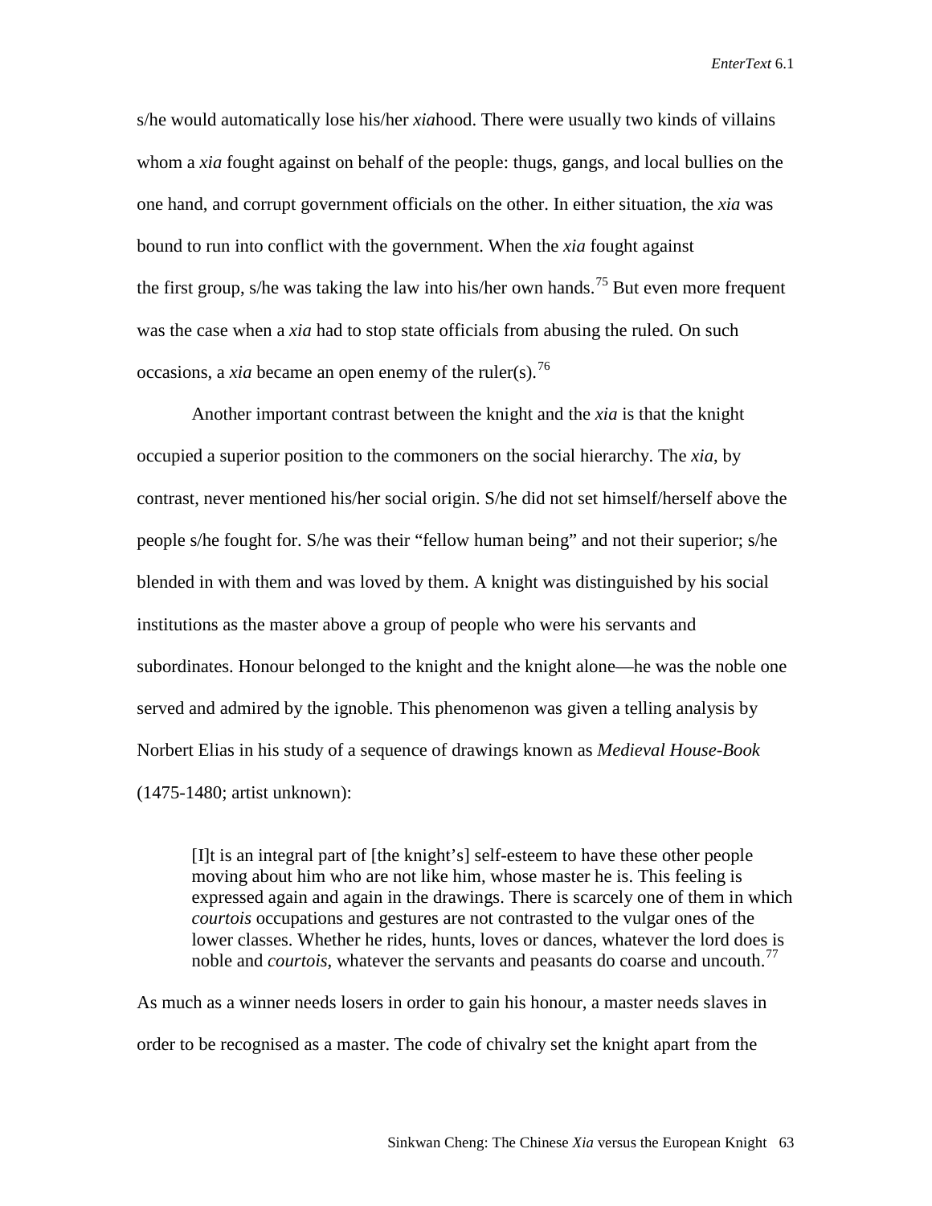s/he would automatically lose his/her *xia*hood. There were usually two kinds of villains whom a *xia* fought against on behalf of the people: thugs, gangs, and local bullies on the one hand, and corrupt government officials on the other. In either situation, the *xia* was bound to run into conflict with the government. When the *xia* fought against the first group, s/he was taking the law into his/her own hands.[75] But even more frequent was the case when a *xia* had to stop state officials from abusing the ruled. On such occasions, a *xia* became an open enemy of the ruler(s).[76]

Another important contrast between the knight and the *xia* is that the knight occupied a superior position to the commoners on the social hierarchy. The *xia*, by contrast, never mentioned his/her social origin. S/he did not set himself/herself above the people s/he fought for. S/he was their "fellow human being" and not their superior; s/he blended in with them and was loved by them. A knight was distinguished by his social institutions as the master above a group of people who were his servants and subordinates. Honour belonged to the knight and the knight alone—he was the noble one served and admired by the ignoble. This phenomenon was given a telling analysis by Norbert Elias in his study of a sequence of drawings known as *Medieval House-Book* (1475-1480; artist unknown):

> [I]t is an integral part of [the knight's] self-esteem to have these other people moving about him who are not like him, whose master he is. This feeling is expressed again and again in the drawings. There is scarcely one of them in which *courtois* occupations and gestures are not contrasted to the vulgar ones of the lower classes. Whether he rides, hunts, loves or dances, whatever the lord does is noble and *courtois*, whatever the servants and peasants do coarse and uncouth.[77]

As much as a winner needs losers in order to gain his honour, a master needs slaves in order to be recognised as a master. The code of chivalry set the knight apart from the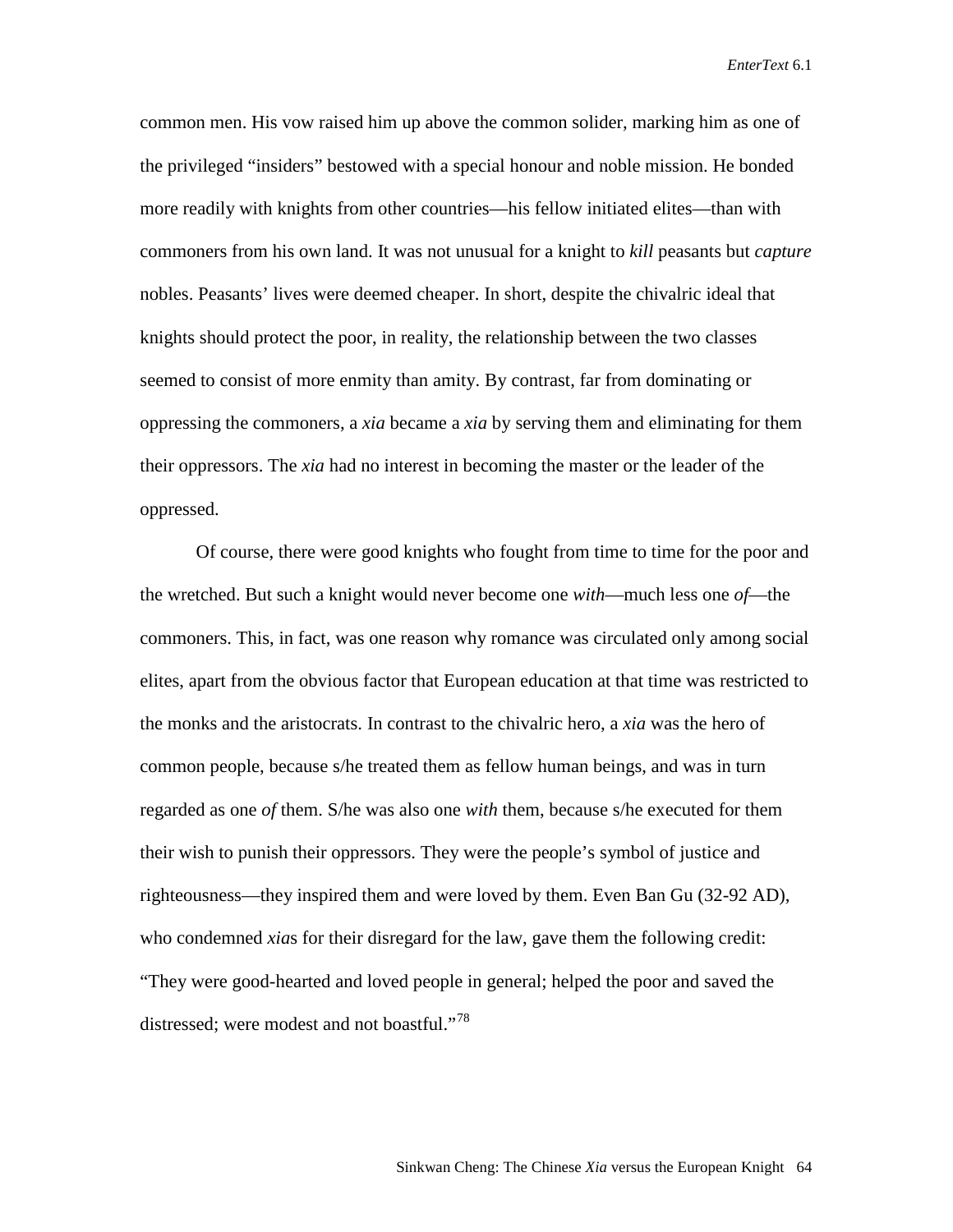common men. His vow raised him up above the common solider, marking him as one of the privileged "insiders" bestowed with a special honour and noble mission. He bonded more readily with knights from other countries—his fellow initiated elites—than with commoners from his own land. It was not unusual for a knight to *kill* peasants but *capture* nobles. Peasants' lives were deemed cheaper. In short, despite the chivalric ideal that knights should protect the poor, in reality, the relationship between the two classes seemed to consist of more enmity than amity. By contrast, far from dominating or oppressing the commoners, a *xia* became a *xia* by serving them and eliminating for them their oppressors. The *xia* had no interest in becoming the master or the leader of the oppressed.

Of course, there were good knights who fought from time to time for the poor and the wretched. But such a knight would never become one *with*—much less one *of*—the commoners. This, in fact, was one reason why romance was circulated only among social elites, apart from the obvious factor that European education at that time was restricted to the monks and the aristocrats. In contrast to the chivalric hero, a *xia* was the hero of common people, because s/he treated them as fellow human beings, and was in turn regarded as one *of* them. S/he was also one *with* them, because s/he executed for them their wish to punish their oppressors. They were the people's symbol of justice and righteousness—they inspired them and were loved by them. Even Ban Gu (32-92 AD), who condemned *xia*s for their disregard for the law, gave them the following credit: "They were good-hearted and loved people in general; helped the poor and saved the distressed; were modest and not boastful."[78]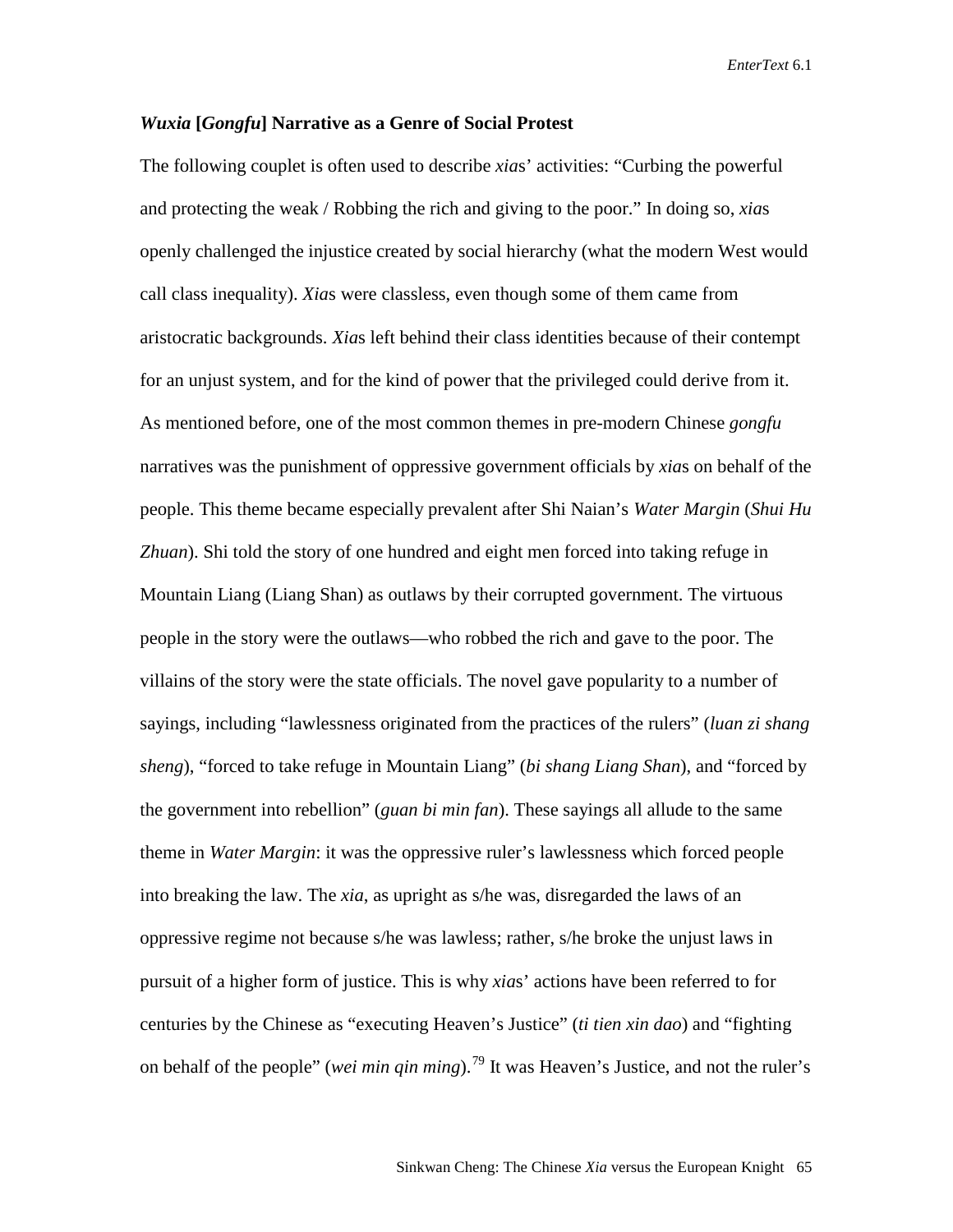### *Wuxia* [*Gongfu*] Narrative as a Genre of Social Protest

The following couplet is often used to describe *xia*s' activities: "Curbing the powerful and protecting the weak / Robbing the rich and giving to the poor." In doing so, *xia*s openly challenged the injustice created by social hierarchy (what the modern West would call class inequality). *Xia*s were classless, even though some of them came from aristocratic backgrounds. *Xia*s left behind their class identities because of their contempt for an unjust system, and for the kind of power that the privileged could derive from it. As mentioned before, one of the most common themes in pre-modern Chinese *gongfu* narratives was the punishment of oppressive government officials by *xia*s on behalf of the people. This theme became especially prevalent after Shi Naian's *Water Margin* (*Shui Hu Zhuan*). Shi told the story of one hundred and eight men forced into taking refuge in Mountain Liang (Liang Shan) as outlaws by their corrupted government. The virtuous people in the story were the outlaws—who robbed the rich and gave to the poor. The villains of the story were the state officials. The novel gave popularity to a number of sayings, including "lawlessness originated from the practices of the rulers" (*luan zi shang sheng*), "forced to take refuge in Mountain Liang" (*bi shang Liang Shan*), and "forced by the government into rebellion" (*guan bi min fan*). These sayings all allude to the same theme in *Water Margin*: it was the oppressive ruler's lawlessness which forced people into breaking the law. The *xia*, as upright as s/he was, disregarded the laws of an oppressive regime not because s/he was lawless; rather, s/he broke the unjust laws in pursuit of a higher form of justice. This is why *xia*s' actions have been referred to for centuries by the Chinese as "executing Heaven's Justice" (*ti tien xin dao*) and "fighting on behalf of the people" (*wei min qin ming*).[79] It was Heaven's Justice, and not the ruler's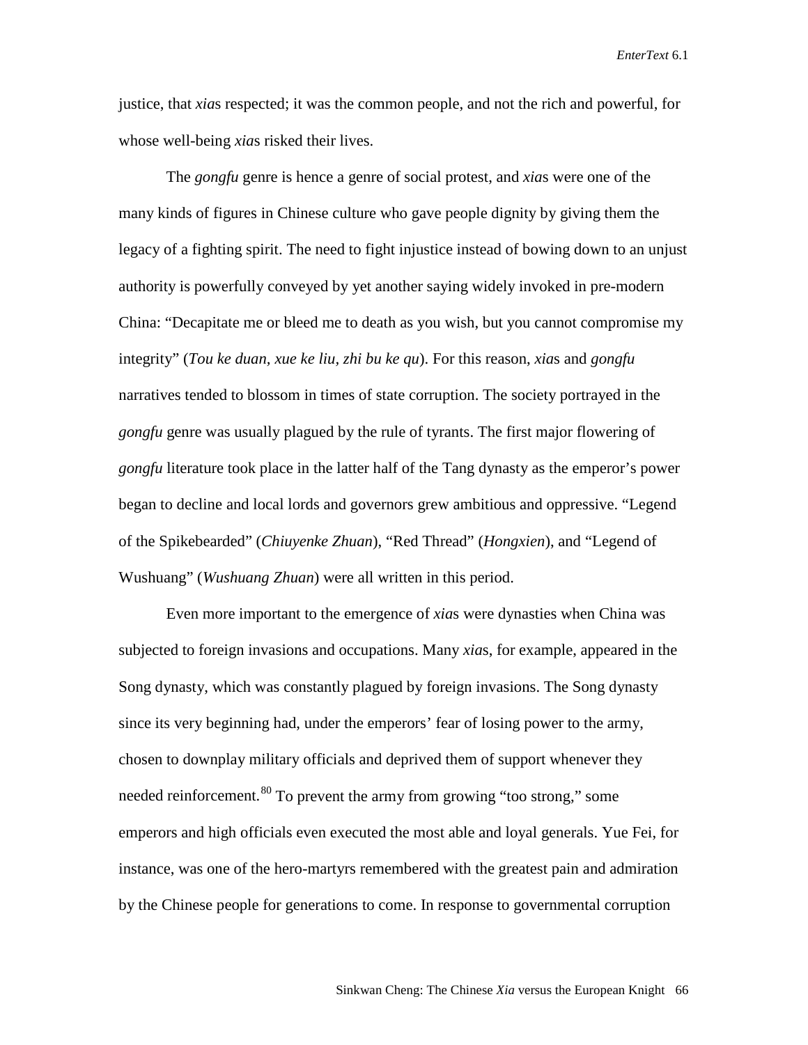justice, that *xia*s respected; it was the common people, and not the rich and powerful, for whose well-being *xia*s risked their lives.

The *gongfu* genre is hence a genre of social protest, and *xia*s were one of the many kinds of figures in Chinese culture who gave people dignity by giving them the legacy of a fighting spirit. The need to fight injustice instead of bowing down to an unjust authority is powerfully conveyed by yet another saying widely invoked in pre-modern China: "Decapitate me or bleed me to death as you wish, but you cannot compromise my integrity" (*Tou ke duan, xue ke liu, zhi bu ke qu*). For this reason, *xia*s and *gongfu* narratives tended to blossom in times of state corruption. The society portrayed in the *gongfu* genre was usually plagued by the rule of tyrants. The first major flowering of *gongfu* literature took place in the latter half of the Tang dynasty as the emperor's power began to decline and local lords and governors grew ambitious and oppressive. "Legend of the Spikebearded" (*Chiuyenke Zhuan*), "Red Thread" (*Hongxien*), and "Legend of Wushuang" (*Wushuang Zhuan*) were all written in this period.

Even more important to the emergence of *xia*s were dynasties when China was subjected to foreign invasions and occupations. Many *xia*s, for example, appeared in the Song dynasty, which was constantly plagued by foreign invasions. The Song dynasty since its very beginning had, under the emperors' fear of losing power to the army, chosen to downplay military officials and deprived them of support whenever they needed reinforcement.[80] To prevent the army from growing "too strong," some emperors and high officials even executed the most able and loyal generals. Yue Fei, for instance, was one of the hero-martyrs remembered with the greatest pain and admiration by the Chinese people for generations to come. In response to governmental corruption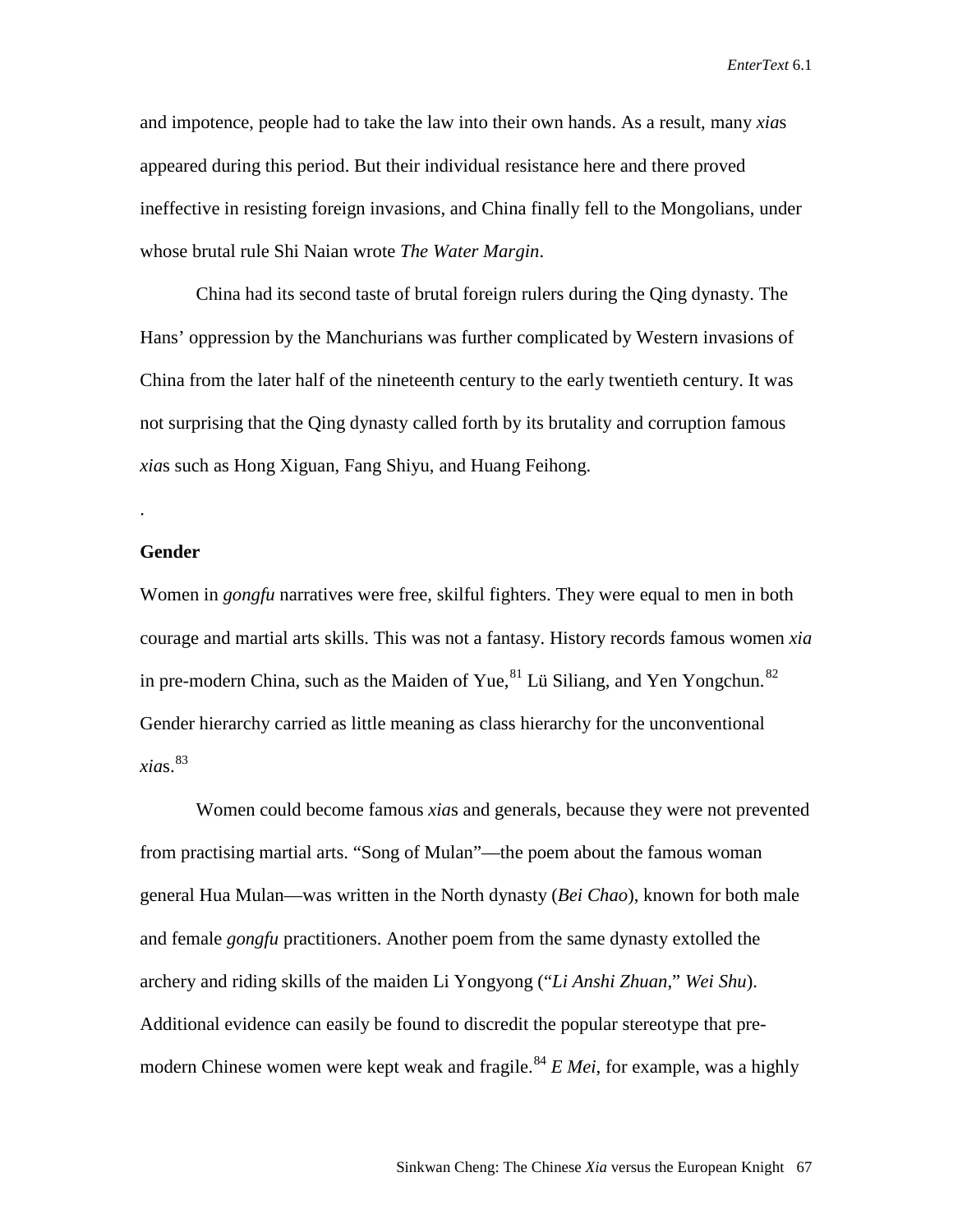and impotence, people had to take the law into their own hands. As a result, many *xia*s appeared during this period. But their individual resistance here and there proved ineffective in resisting foreign invasions, and China finally fell to the Mongolians, under whose brutal rule Shi Naian wrote *The Water Margin*.

China had its second taste of brutal foreign rulers during the Qing dynasty. The Hans' oppression by the Manchurians was further complicated by Western invasions of China from the later half of the nineteenth century to the early twentieth century. It was not surprising that the Qing dynasty called forth by its brutality and corruption famous *xia*s such as Hong Xiguan, Fang Shiyu, and Huang Feihong.

.

**Gender**

Women in *gongfu* narratives were free, skilful fighters. They were equal to men in both courage and martial arts skills. This was not a fantasy. History records famous women *xia* in pre-modern China, such as the Maiden of Yue,[81] Lü Siliang, and Yen Yongchun.[82] Gender hierarchy carried as little meaning as class hierarchy for the unconventional *xia*s.[83]

Women could become famous *xia*s and generals, because they were not prevented from practising martial arts. "Song of Mulan"—the poem about the famous woman general Hua Mulan—was written in the North dynasty (*Bei Chao*), known for both male and female *gongfu* practitioners. Another poem from the same dynasty extolled the archery and riding skills of the maiden Li Yongyong ("*Li Anshi Zhuan*," *Wei Shu*). Additional evidence can easily be found to discredit the popular stereotype that pre-modern Chinese women were kept weak and fragile.[84] *E Mei*, for example, was a highly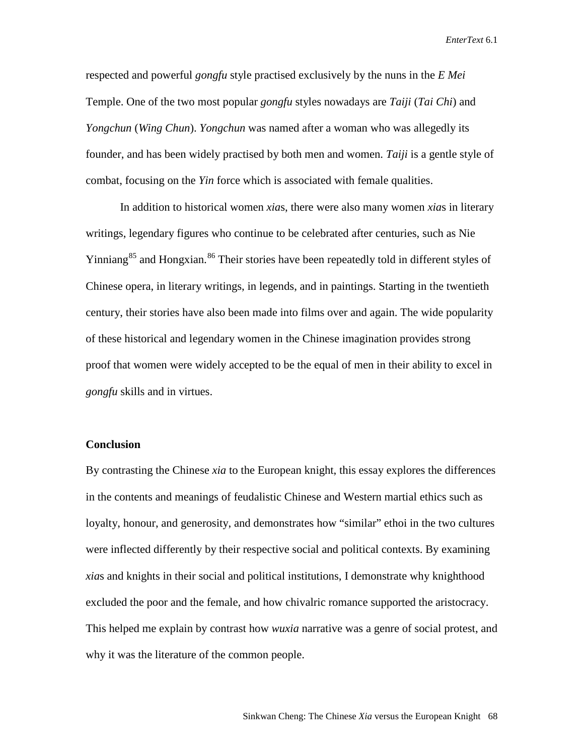respected and powerful *gongfu* style practised exclusively by the nuns in the *E Mei* Temple. One of the two most popular *gongfu* styles nowadays are *Taiji* (*Tai Chi*) and *Yongchun* (*Wing Chun*). *Yongchun* was named after a woman who was allegedly its founder, and has been widely practised by both men and women. *Taiji* is a gentle style of combat, focusing on the *Yin* force which is associated with female qualities.

In addition to historical women *xia*s, there were also many women *xia*s in literary writings, legendary figures who continue to be celebrated after centuries, such as Nie Yinniang[85] and Hongxian.[86] Their stories have been repeatedly told in different styles of Chinese opera, in literary writings, in legends, and in paintings. Starting in the twentieth century, their stories have also been made into films over and again. The wide popularity of these historical and legendary women in the Chinese imagination provides strong proof that women were widely accepted to be the equal of men in their ability to excel in *gongfu* skills and in virtues.

**Conclusion**

By contrasting the Chinese *xia* to the European knight, this essay explores the differences in the contents and meanings of feudalistic Chinese and Western martial ethics such as loyalty, honour, and generosity, and demonstrates how "similar" ethoi in the two cultures were inflected differently by their respective social and political contexts. By examining *xia*s and knights in their social and political institutions, I demonstrate why knighthood excluded the poor and the female, and how chivalric romance supported the aristocracy. This helped me explain by contrast how *wuxia* narrative was a genre of social protest, and why it was the literature of the common people.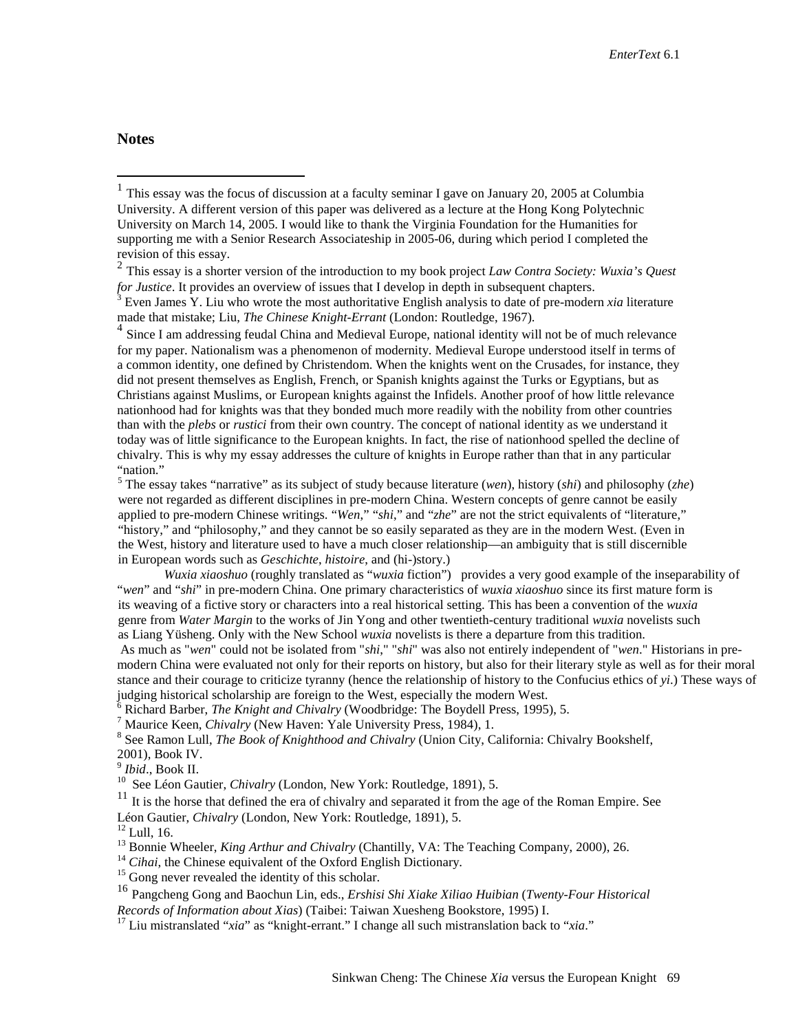## Notes

[1] This essay was the focus of discussion at a faculty seminar I gave on January 20, 2005 at Columbia University. A different version of this paper was delivered as a lecture at the Hong Kong Polytechnic University on March 14, 2005. I would like to thank the Virginia Foundation for the Humanities for supporting me with a Senior Research Associateship in 2005-06, during which period I completed the revision of this essay.

[2] This essay is a shorter version of the introduction to my book project *Law Contra Society: Wuxia's Quest for Justice*. It provides an overview of issues that I develop in depth in subsequent chapters.

[3] Even James Y. Liu who wrote the most authoritative English analysis to date of pre-modern *xia* literature made that mistake; Liu, *The Chinese Knight-Errant* (London: Routledge, 1967).

[4] Since I am addressing feudal China and Medieval Europe, national identity will not be of much relevance for my paper. Nationalism was a phenomenon of modernity. Medieval Europe understood itself in terms of a common identity, one defined by Christendom. When the knights went on the Crusades, for instance, they did not present themselves as English, French, or Spanish knights against the Turks or Egyptians, but as Christians against Muslims, or European knights against the Infidels. Another proof of how little relevance nationhood had for knights was that they bonded much more readily with the nobility from other countries than with the *plebs* or *rustici* from their own country. The concept of national identity as we understand it today was of little significance to the European knights. In fact, the rise of nationhood spelled the decline of chivalry. This is why my essay addresses the culture of knights in Europe rather than that in any particular "nation."

[5] The essay takes "narrative" as its subject of study because literature (*wen*), history (*shi*) and philosophy (*zhe*) were not regarded as different disciplines in pre-modern China. Western concepts of genre cannot be easily applied to pre-modern Chinese writings. "*Wen*," "*shi*," and "*zhe*" are not the strict equivalents of "literature," "history," and "philosophy," and they cannot be so easily separated as they are in the modern West. (Even in the West, history and literature used to have a much closer relationship—an ambiguity that is still discernible in European words such as *Geschichte*, *histoire*, and (hi-)story.)

*Wuxia xiaoshuo* (roughly translated as "*wuxia* fiction") provides a very good example of the inseparability of "*wen*" and "*shi*" in pre-modern China. One primary characteristics of *wuxia xiaoshuo* since its first mature form is its weaving of a fictive story or characters into a real historical setting. This has been a convention of the *wuxia* genre from *Water Margin* to the works of Jin Yong and other twentieth-century traditional *wuxia* novelists such as Liang Yüsheng. Only with the New School *wuxia* novelists is there a departure from this tradition.

As much as "*wen*" could not be isolated from "*shi*," "*shi*" was also not entirely independent of "*wen*." Historians in pre-modern China were evaluated not only for their reports on history, but also for their literary style as well as for their moral stance and their courage to criticize tyranny (hence the relationship of history to the Confucius ethics of *yi*.) These ways of judging historical scholarship are foreign to the West, especially the modern West.

[6] Richard Barber, *The Knight and Chivalry* (Woodbridge: The Boydell Press, 1995), 5.

[7] Maurice Keen, *Chivalry* (New Haven: Yale University Press, 1984), 1.

[8] See Ramon Lull, *The Book of Knighthood and Chivalry* (Union City, California: Chivalry Bookshelf, 2001), Book IV.

[9] *Ibid*., Book II.

[10] See Léon Gautier, *Chivalry* (London, New York: Routledge, 1891), 5.

[11] It is the horse that defined the era of chivalry and separated it from the age of the Roman Empire. See Léon Gautier, *Chivalry* (London, New York: Routledge, 1891), 5.

[12] Lull, 16.

[13] Bonnie Wheeler, *King Arthur and Chivalry* (Chantilly, VA: The Teaching Company, 2000), 26.

[14] *Cihai*, the Chinese equivalent of the Oxford English Dictionary.

[15] Gong never revealed the identity of this scholar.

[16] Pangcheng Gong and Baochun Lin, eds., *Ershisi Shi Xiake Xiliao Huibian* (*Twenty-Four Historical Records of Information about Xias*) (Taibei: Taiwan Xuesheng Bookstore, 1995) I.

[17] Liu mistranslated "*xia*" as "knight-errant." I change all such mistranslation back to "*xia*."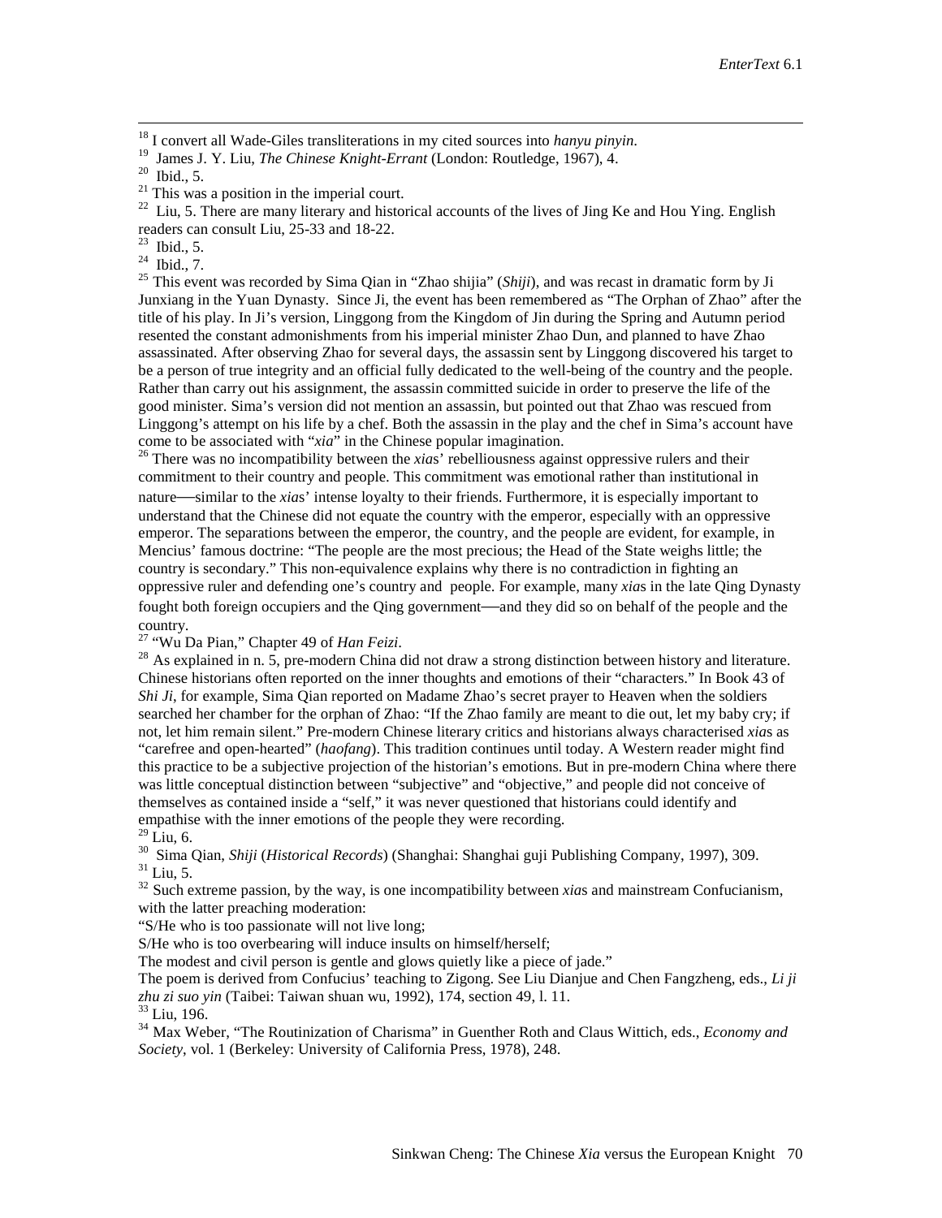[18] I convert all Wade-Giles transliterations in my cited sources into *hanyu pinyin*.

[19] James J. Y. Liu, *The Chinese Knight-Errant* (London: Routledge, 1967), 4.

[20] Ibid., 5.

[21] This was a position in the imperial court.

[22] Liu, 5. There are many literary and historical accounts of the lives of Jing Ke and Hou Ying. English readers can consult Liu, 25-33 and 18-22.

[23] Ibid., 5.

[24] Ibid., 7.

[25] This event was recorded by Sima Qian in "Zhao shijia" (*Shiji*), and was recast in dramatic form by Ji Junxiang in the Yuan Dynasty. Since Ji, the event has been remembered as "The Orphan of Zhao" after the title of his play. In Ji's version, Linggong from the Kingdom of Jin during the Spring and Autumn period resented the constant admonishments from his imperial minister Zhao Dun, and planned to have Zhao assassinated. After observing Zhao for several days, the assassin sent by Linggong discovered his target to be a person of true integrity and an official fully dedicated to the well-being of the country and the people. Rather than carry out his assignment, the assassin committed suicide in order to preserve the life of the good minister. Sima's version did not mention an assassin, but pointed out that Zhao was rescued from Linggong's attempt on his life by a chef. Both the assassin in the play and the chef in Sima's account have come to be associated with "*xia*" in the Chinese popular imagination.

[26] There was no incompatibility between the *xias*' rebelliousness against oppressive rulers and their commitment to their country and people. This commitment was emotional rather than institutional in nature—similar to the *xias*' intense loyalty to their friends. Furthermore, it is especially important to understand that the Chinese did not equate the country with the emperor, especially with an oppressive emperor. The separations between the emperor, the country, and the people are evident, for example, in Mencius' famous doctrine: "The people are the most precious; the Head of the State weighs little; the country is secondary." This non-equivalence explains why there is no contradiction in fighting an oppressive ruler and defending one's country and people. For example, many *xia*s in the late Qing Dynasty fought both foreign occupiers and the Qing government—and they did so on behalf of the people and the country.

[27] "Wu Da Pian," Chapter 49 of *Han Feizi*.

[28] As explained in n. 5, pre-modern China did not draw a strong distinction between history and literature. Chinese historians often reported on the inner thoughts and emotions of their "characters." In Book 43 of *Shi Ji*, for example, Sima Qian reported on Madame Zhao's secret prayer to Heaven when the soldiers searched her chamber for the orphan of Zhao: "If the Zhao family are meant to die out, let my baby cry; if not, let him remain silent." Pre-modern Chinese literary critics and historians always characterised *xia*s as "carefree and open-hearted" (*haofang*). This tradition continues until today. A Western reader might find this practice to be a subjective projection of the historian's emotions. But in pre-modern China where there was little conceptual distinction between "subjective" and "objective," and people did not conceive of themselves as contained inside a "self," it was never questioned that historians could identify and empathise with the inner emotions of the people they were recording.

[29] Liu, 6.

[30] Sima Qian, *Shiji* (*Historical Records*) (Shanghai: Shanghai guji Publishing Company, 1997), 309.

[31] Liu, 5.

[32] Such extreme passion, by the way, is one incompatibility between *xia*s and mainstream Confucianism, with the latter preaching moderation:

"S/He who is too passionate will not live long;

S/He who is too overbearing will induce insults on himself/herself;

The modest and civil person is gentle and glows quietly like a piece of jade."

The poem is derived from Confucius' teaching to Zigong. See Liu Dianjue and Chen Fangzheng, eds., *Li ji zhu zi suo yin* (Taibei: Taiwan shuan wu, 1992), 174, section 49, l. 11.

[33] Liu, 196.

[34] Max Weber, "The Routinization of Charisma" in Guenther Roth and Claus Wittich, eds., *Economy and Society*, vol. 1 (Berkeley: University of California Press, 1978), 248.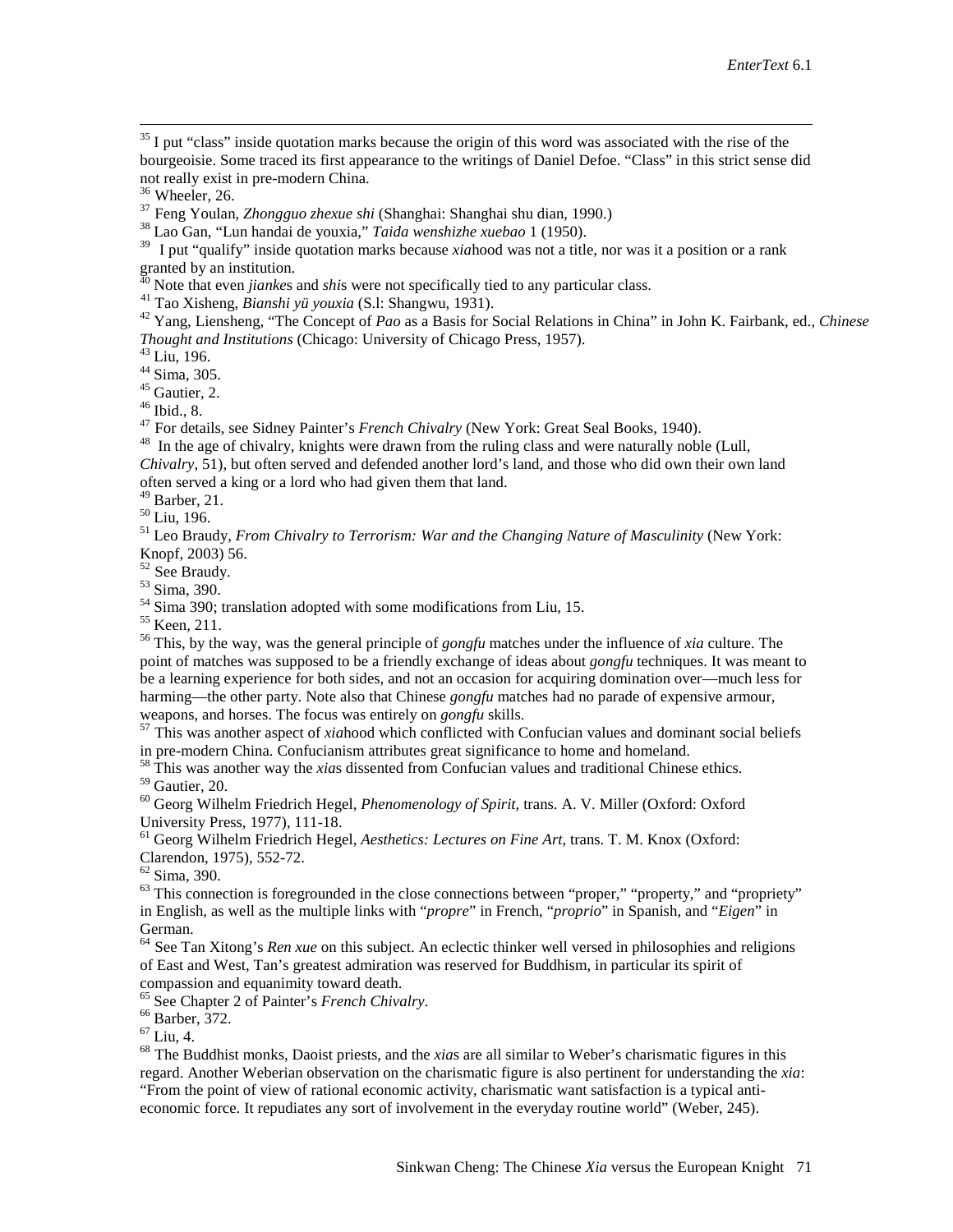[35] I put "class" inside quotation marks because the origin of this word was associated with the rise of the bourgeoisie. Some traced its first appearance to the writings of Daniel Defoe. "Class" in this strict sense did not really exist in pre-modern China.

[36] Wheeler, 26.

[37] Feng Youlan, *Zhongguo zhexue shi* (Shanghai: Shanghai shu dian, 1990.)

[38] Lao Gan, "Lun handai de youxia," *Taida wenshizhe xuebao* 1 (1950).

[39] I put "qualify" inside quotation marks because *xia*hood was not a title, nor was it a position or a rank granted by an institution.

[40] Note that even *jianke*s and *shi*s were not specifically tied to any particular class.

[41] Tao Xisheng, *Bianshi yü youxia* (S.l: Shangwu, 1931).

[42] Yang, Liensheng, "The Concept of *Pao* as a Basis for Social Relations in China" in John K. Fairbank, ed., *Chinese Thought and Institutions* (Chicago: University of Chicago Press, 1957).

[43] Liu, 196.

[44] Sima, 305.

[45] Gautier, 2.

[46] Ibid., 8.

[47] For details, see Sidney Painter's *French Chivalry* (New York: Great Seal Books, 1940).

[48] In the age of chivalry, knights were drawn from the ruling class and were naturally noble (Lull, *Chivalry*, 51), but often served and defended another lord's land, and those who did own their own land often served a king or a lord who had given them that land.

[49] Barber, 21.

[50] Liu, 196.

[51] Leo Braudy, *From Chivalry to Terrorism: War and the Changing Nature of Masculinity* (New York: Knopf, 2003) 56.

[52] See Braudy.

[53] Sima, 390.

[54] Sima 390; translation adopted with some modifications from Liu, 15.

[55] Keen, 211.

[56] This, by the way, was the general principle of *gongfu* matches under the influence of *xia* culture. The point of matches was supposed to be a friendly exchange of ideas about *gongfu* techniques. It was meant to be a learning experience for both sides, and not an occasion for acquiring domination over—much less for harming—the other party. Note also that Chinese *gongfu* matches had no parade of expensive armour, weapons, and horses. The focus was entirely on *gongfu* skills.

[57] This was another aspect of *xia*hood which conflicted with Confucian values and dominant social beliefs in pre-modern China. Confucianism attributes great significance to home and homeland.

[58] This was another way the *xia*s dissented from Confucian values and traditional Chinese ethics.

[59] Gautier, 20.

[60] Georg Wilhelm Friedrich Hegel, *Phenomenology of Spirit*, trans. A. V. Miller (Oxford: Oxford University Press, 1977), 111-18.

[61] Georg Wilhelm Friedrich Hegel, *Aesthetics: Lectures on Fine Art*, trans. T. M. Knox (Oxford: Clarendon, 1975), 552-72.

[62] Sima, 390.

[63] This connection is foregrounded in the close connections between "proper," "property," and "propriety" in English, as well as the multiple links with "*propre*" in French, "*proprio*" in Spanish, and "*Eigen*" in German.

[64] See Tan Xitong's *Ren xue* on this subject. An eclectic thinker well versed in philosophies and religions of East and West, Tan's greatest admiration was reserved for Buddhism, in particular its spirit of compassion and equanimity toward death.

[65] See Chapter 2 of Painter's *French Chivalry*.

[66] Barber, 372.

[67] Liu, 4.

[68] The Buddhist monks, Daoist priests, and the *xia*s are all similar to Weber's charismatic figures in this regard. Another Weberian observation on the charismatic figure is also pertinent for understanding the *xia*: "From the point of view of rational economic activity, charismatic want satisfaction is a typical anti-economic force. It repudiates any sort of involvement in the everyday routine world" (Weber, 245).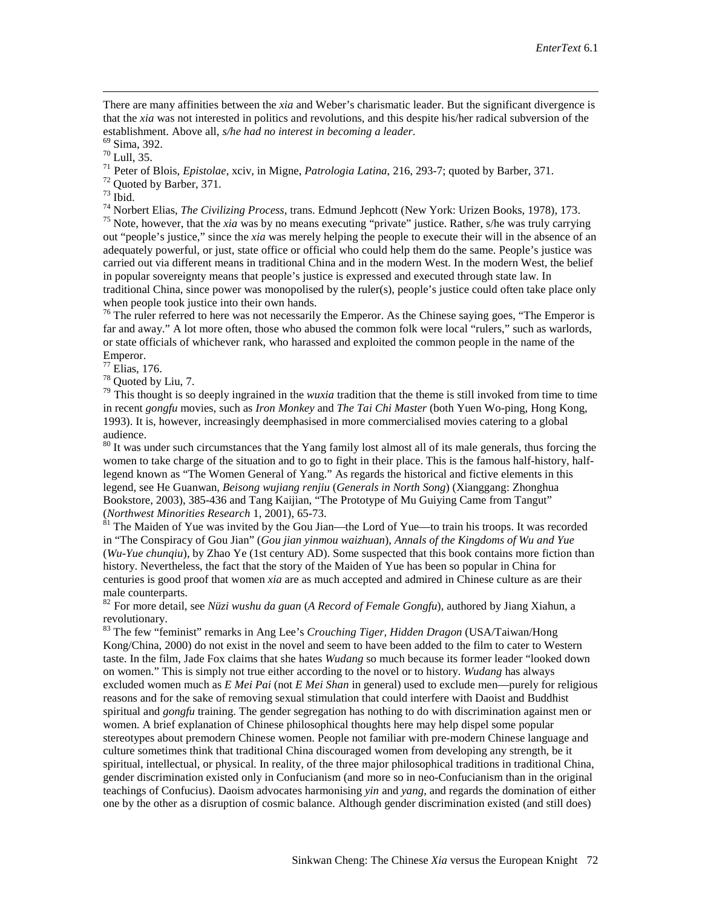There are many affinities between the *xia* and Weber's charismatic leader. But the significant divergence is that the *xia* was not interested in politics and revolutions, and this despite his/her radical subversion of the establishment. Above all, *s/he had no interest in becoming a leader*.

[69] Sima, 392.

[70] Lull, 35.

[71] Peter of Blois, *Epistolae*, xciv, in Migne, *Patrologia Latina*, 216, 293-7; quoted by Barber, 371.

[72] Quoted by Barber, 371.

[73] Ibid.

[74] Norbert Elias, *The Civilizing Process*, trans. Edmund Jephcott (New York: Urizen Books, 1978), 173.

[75] Note, however, that the *xia* was by no means executing "private" justice. Rather, s/he was truly carrying out "people's justice," since the *xia* was merely helping the people to execute their will in the absence of an adequately powerful, or just, state office or official who could help them do the same. People's justice was carried out via different means in traditional China and in the modern West. In the modern West, the belief in popular sovereignty means that people's justice is expressed and executed through state law. In traditional China, since power was monopolised by the ruler(s), people's justice could often take place only when people took justice into their own hands.

[76] The ruler referred to here was not necessarily the Emperor. As the Chinese saying goes, "The Emperor is far and away." A lot more often, those who abused the common folk were local "rulers," such as warlords, or state officials of whichever rank, who harassed and exploited the common people in the name of the Emperor.

[77] Elias, 176.

[78] Quoted by Liu, 7.

[79] This thought is so deeply ingrained in the *wuxia* tradition that the theme is still invoked from time to time in recent *gongfu* movies, such as *Iron Monkey* and *The Tai Chi Master* (both Yuen Wo-ping, Hong Kong, 1993). It is, however, increasingly deemphasised in more commercialised movies catering to a global audience.

[80] It was under such circumstances that the Yang family lost almost all of its male generals, thus forcing the women to take charge of the situation and to go to fight in their place. This is the famous half-history, half-legend known as "The Women General of Yang." As regards the historical and fictive elements in this legend, see He Guanwan, *Beisong wujiang renjiu* (*Generals in North Song*) (Xianggang: Zhonghua Bookstore, 2003), 385-436 and Tang Kaijian, "The Prototype of Mu Guiying Came from Tangut" (*Northwest Minorities Research* 1, 2001), 65-73.

[81] The Maiden of Yue was invited by the Gou Jian—the Lord of Yue—to train his troops. It was recorded in "The Conspiracy of Gou Jian" (*Gou jian yinmou waizhuan*), *Annals of the Kingdoms of Wu and Yue* (*Wu-Yue chunqiu*), by Zhao Ye (1st century AD). Some suspected that this book contains more fiction than history. Nevertheless, the fact that the story of the Maiden of Yue has been so popular in China for centuries is good proof that women *xia* are as much accepted and admired in Chinese culture as are their male counterparts.

[82] For more detail, see *Nüzi wushu da guan* (*A Record of Female Gongfu*), authored by Jiang Xiahun, a revolutionary.

[83] The few "feminist" remarks in Ang Lee's *Crouching Tiger, Hidden Dragon* (USA/Taiwan/Hong Kong/China, 2000) do not exist in the novel and seem to have been added to the film to cater to Western taste. In the film, Jade Fox claims that she hates *Wudang* so much because its former leader "looked down on women." This is simply not true either according to the novel or to history. *Wudang* has always excluded women much as *E Mei Pai* (not *E Mei Shan* in general) used to exclude men—purely for religious reasons and for the sake of removing sexual stimulation that could interfere with Daoist and Buddhist spiritual and *gongfu* training. The gender segregation has nothing to do with discrimination against men or women. A brief explanation of Chinese philosophical thoughts here may help dispel some popular stereotypes about premodern Chinese women. People not familiar with pre-modern Chinese language and culture sometimes think that traditional China discouraged women from developing any strength, be it spiritual, intellectual, or physical. In reality, of the three major philosophical traditions in traditional China, gender discrimination existed only in Confucianism (and more so in neo-Confucianism than in the original teachings of Confucius). Daoism advocates harmonising *yin* and *yang*, and regards the domination of either one by the other as a disruption of cosmic balance. Although gender discrimination existed (and still does)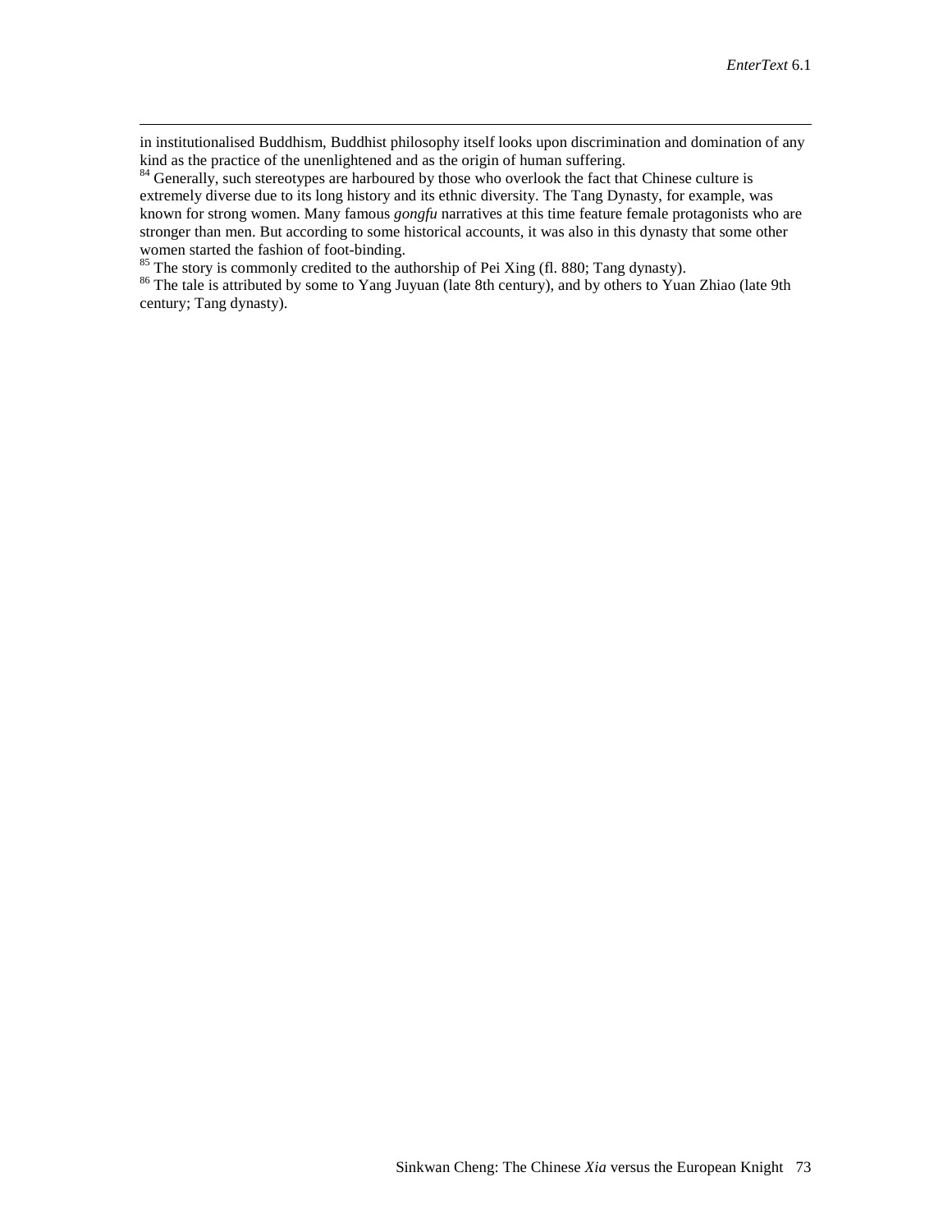in institutionalised Buddhism, Buddhist philosophy itself looks upon discrimination and domination of any kind as the practice of the unenlightened and as the origin of human suffering.

[84] Generally, such stereotypes are harboured by those who overlook the fact that Chinese culture is extremely diverse due to its long history and its ethnic diversity. The Tang Dynasty, for example, was known for strong women. Many famous *gongfu* narratives at this time feature female protagonists who are stronger than men. But according to some historical accounts, it was also in this dynasty that some other women started the fashion of foot-binding.

[85] The story is commonly credited to the authorship of Pei Xing (fl. 880; Tang dynasty).

[86] The tale is attributed by some to Yang Juyuan (late 8th century), and by others to Yuan Zhiao (late 9th century; Tang dynasty).